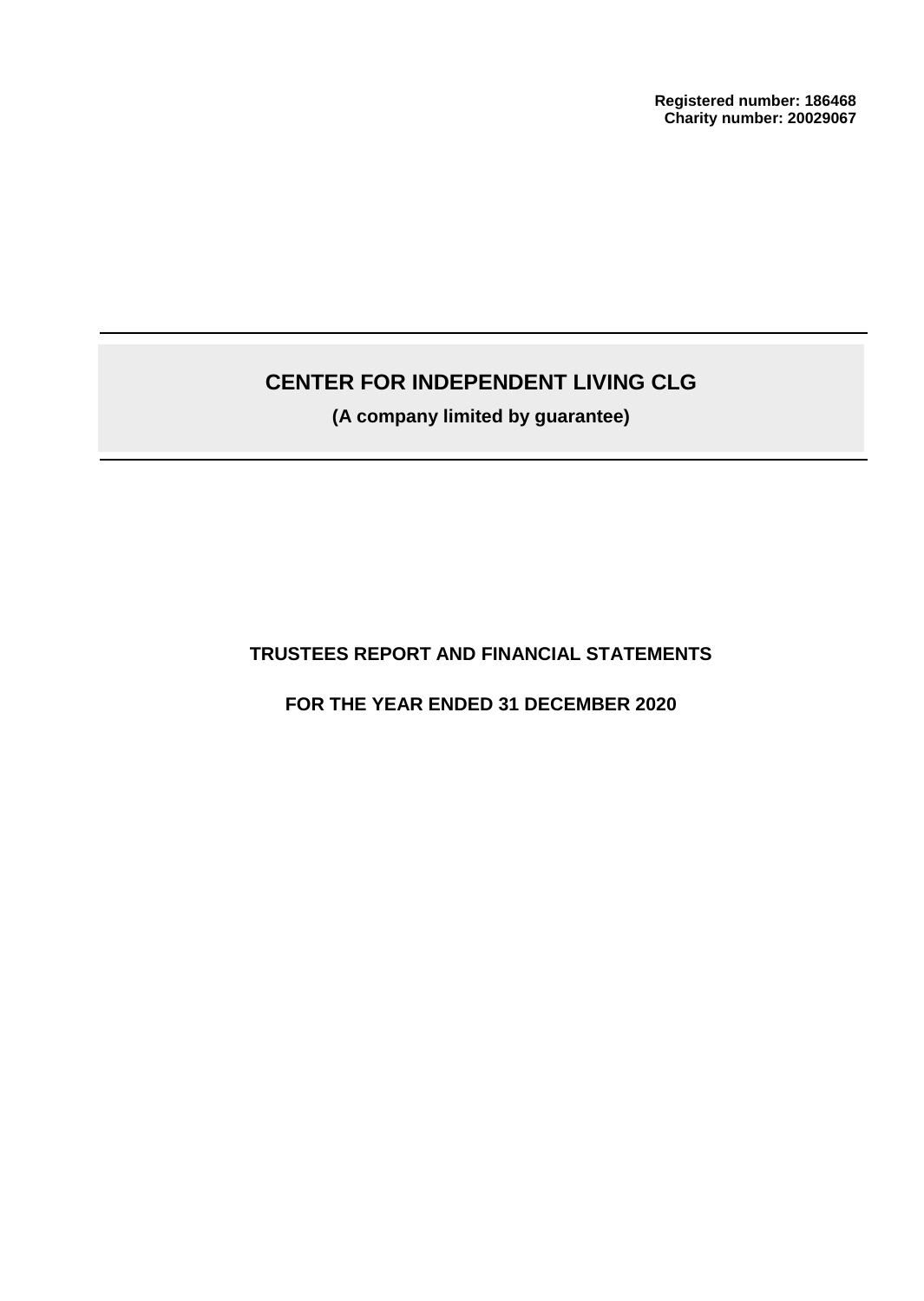**Registered number: 186468**
**Charity number: 20029067**

# CENTER FOR INDEPENDENT LIVING CLG

**(A company limited by guarantee)**

## TRUSTEES REPORT AND FINANCIAL STATEMENTS

## FOR THE YEAR ENDED 31 DECEMBER 2020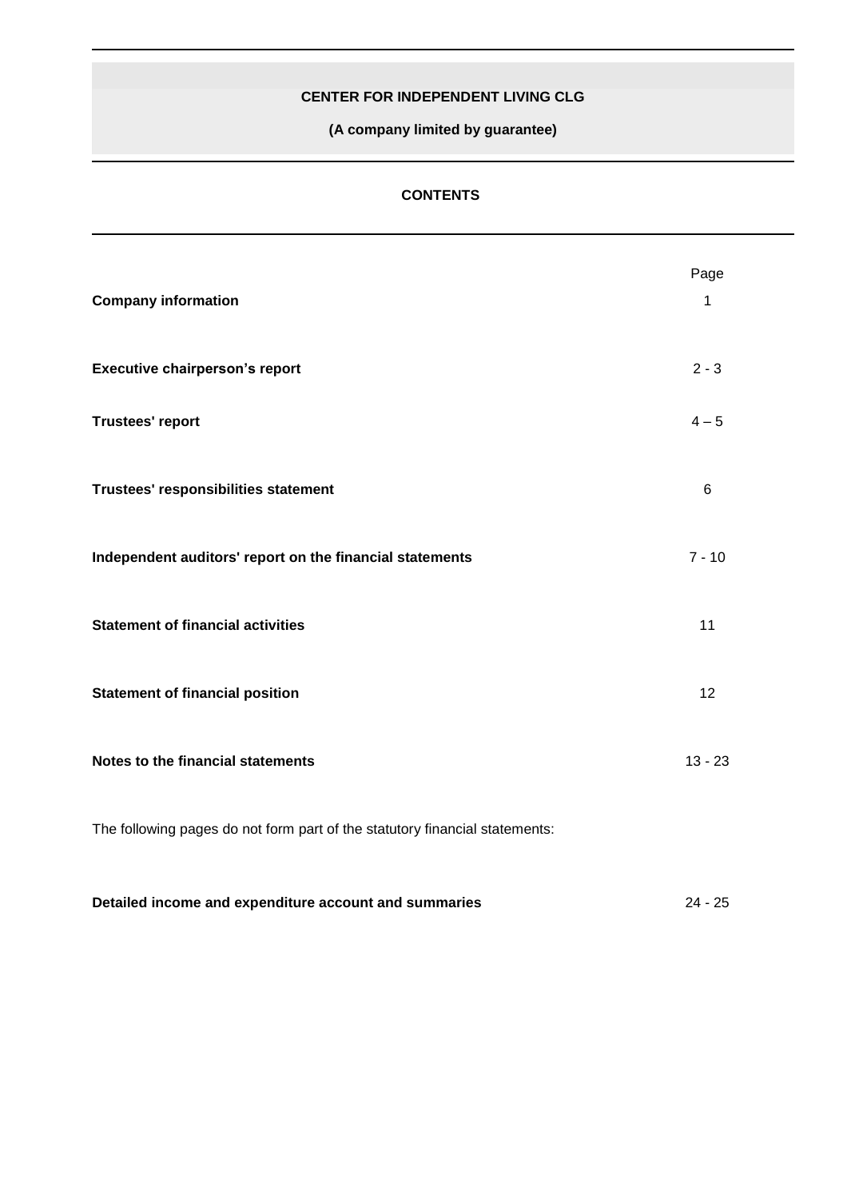**CENTER FOR INDEPENDENT LIVING CLG**

**(A company limited by guarantee)**

## CONTENTS

| | Page |
|---|---|
| **Company information** | 1 |
| **Executive chairperson's report** | 2 - 3 |
| **Trustees' report** | 4 – 5 |
| **Trustees' responsibilities statement** | 6 |
| **Independent auditors' report on the financial statements** | 7 - 10 |
| **Statement of financial activities** | 11 |
| **Statement of financial position** | 12 |
| **Notes to the financial statements** | 13 - 23 |

The following pages do not form part of the statutory financial statements:

| | |
|---|---|
| **Detailed income and expenditure account and summaries** | 24 - 25 |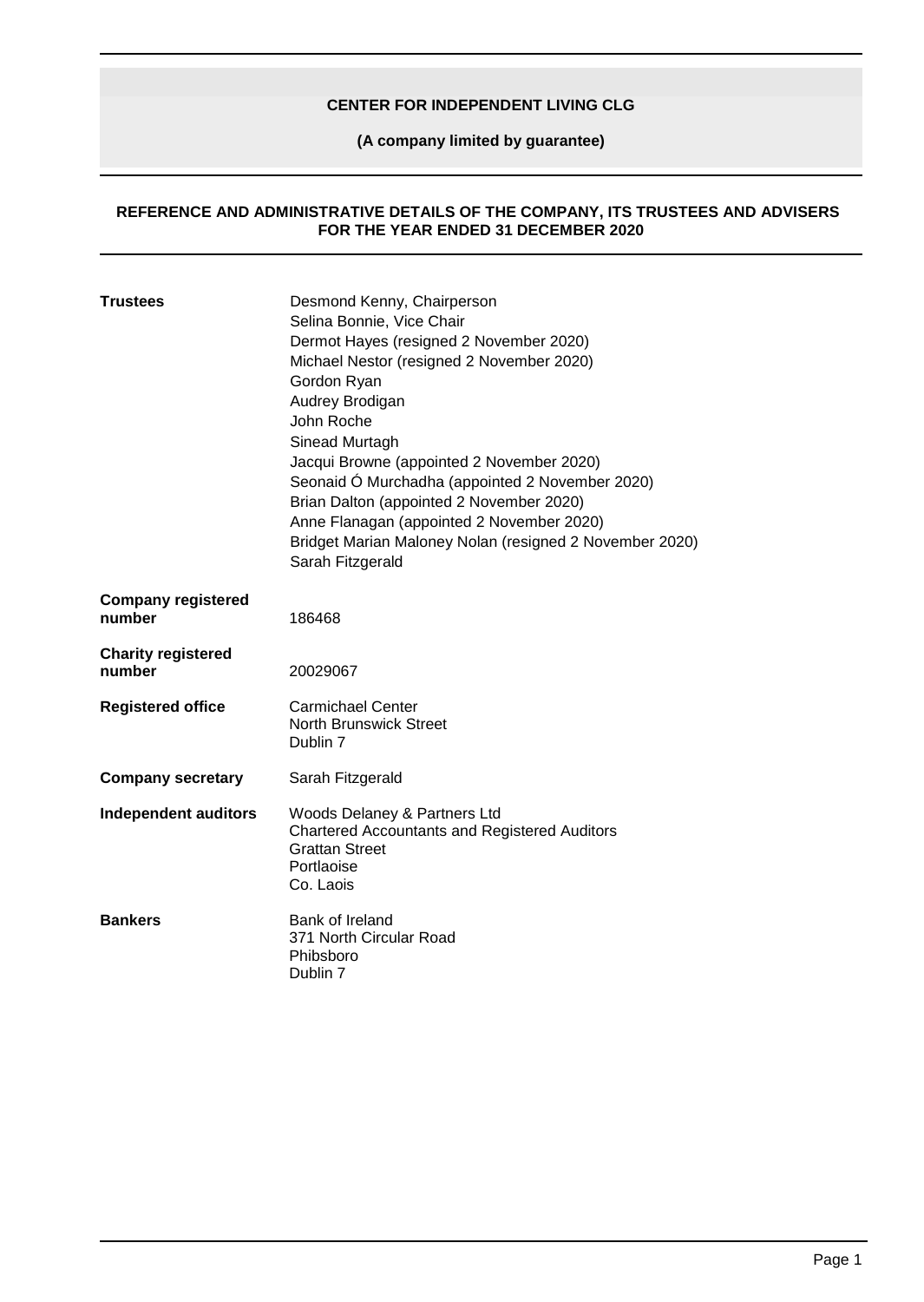**CENTER FOR INDEPENDENT LIVING CLG**

**(A company limited by guarantee)**

## REFERENCE AND ADMINISTRATIVE DETAILS OF THE COMPANY, ITS TRUSTEES AND ADVISERS FOR THE YEAR ENDED 31 DECEMBER 2020

| | |
|---|---|
| **Trustees** | Desmond Kenny, Chairperson<br>Selina Bonnie, Vice Chair<br>Dermot Hayes (resigned 2 November 2020)<br>Michael Nestor (resigned 2 November 2020)<br>Gordon Ryan<br>Audrey Brodigan<br>John Roche<br>Sinead Murtagh<br>Jacqui Browne (appointed 2 November 2020)<br>Seonaid Ó Murchadha (appointed 2 November 2020)<br>Brian Dalton (appointed 2 November 2020)<br>Anne Flanagan (appointed 2 November 2020)<br>Bridget Marian Maloney Nolan (resigned 2 November 2020)<br>Sarah Fitzgerald |
| **Company registered number** | 186468 |
| **Charity registered number** | 20029067 |
| **Registered office** | Carmichael Center<br>North Brunswick Street<br>Dublin 7 |
| **Company secretary** | Sarah Fitzgerald |
| **Independent auditors** | Woods Delaney & Partners Ltd<br>Chartered Accountants and Registered Auditors<br>Grattan Street<br>Portlaoise<br>Co. Laois |
| **Bankers** | Bank of Ireland<br>371 North Circular Road<br>Phibsboro<br>Dublin 7 |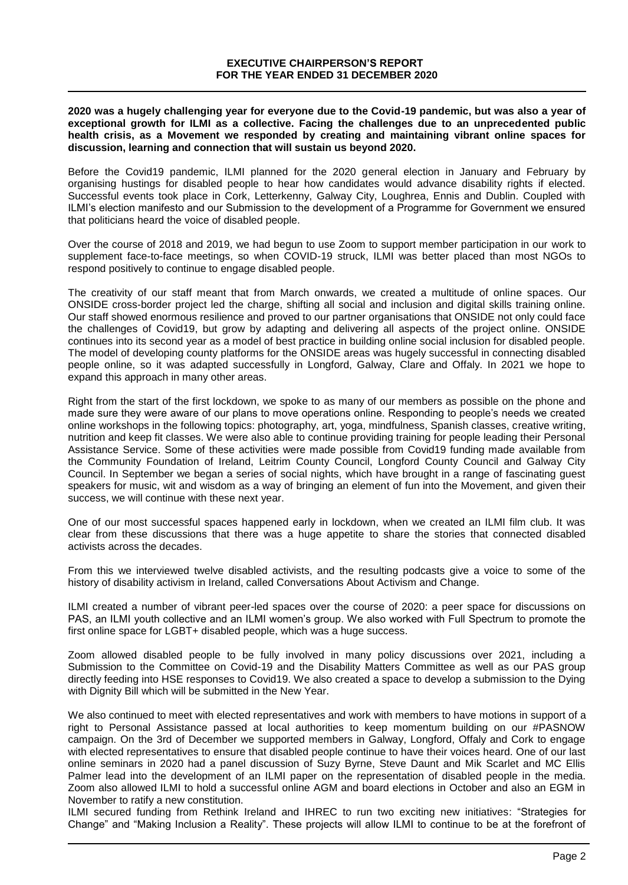# EXECUTIVE CHAIRPERSON'S REPORT
## FOR THE YEAR ENDED 31 DECEMBER 2020

**2020 was a hugely challenging year for everyone due to the Covid-19 pandemic, but was also a year of exceptional growth for ILMI as a collective. Facing the challenges due to an unprecedented public health crisis, as a Movement we responded by creating and maintaining vibrant online spaces for discussion, learning and connection that will sustain us beyond 2020.**

Before the Covid19 pandemic, ILMI planned for the 2020 general election in January and February by organising hustings for disabled people to hear how candidates would advance disability rights if elected. Successful events took place in Cork, Letterkenny, Galway City, Loughrea, Ennis and Dublin. Coupled with ILMI's election manifesto and our Submission to the development of a Programme for Government we ensured that politicians heard the voice of disabled people.

Over the course of 2018 and 2019, we had begun to use Zoom to support member participation in our work to supplement face-to-face meetings, so when COVID-19 struck, ILMI was better placed than most NGOs to respond positively to continue to engage disabled people.

The creativity of our staff meant that from March onwards, we created a multitude of online spaces. Our ONSIDE cross-border project led the charge, shifting all social and inclusion and digital skills training online. Our staff showed enormous resilience and proved to our partner organisations that ONSIDE not only could face the challenges of Covid19, but grow by adapting and delivering all aspects of the project online. ONSIDE continues into its second year as a model of best practice in building online social inclusion for disabled people. The model of developing county platforms for the ONSIDE areas was hugely successful in connecting disabled people online, so it was adapted successfully in Longford, Galway, Clare and Offaly. In 2021 we hope to expand this approach in many other areas.

Right from the start of the first lockdown, we spoke to as many of our members as possible on the phone and made sure they were aware of our plans to move operations online. Responding to people's needs we created online workshops in the following topics: photography, art, yoga, mindfulness, Spanish classes, creative writing, nutrition and keep fit classes. We were also able to continue providing training for people leading their Personal Assistance Service. Some of these activities were made possible from Covid19 funding made available from the Community Foundation of Ireland, Leitrim County Council, Longford County Council and Galway City Council. In September we began a series of social nights, which have brought in a range of fascinating guest speakers for music, wit and wisdom as a way of bringing an element of fun into the Movement, and given their success, we will continue with these next year.

One of our most successful spaces happened early in lockdown, when we created an ILMI film club. It was clear from these discussions that there was a huge appetite to share the stories that connected disabled activists across the decades.

From this we interviewed twelve disabled activists, and the resulting podcasts give a voice to some of the history of disability activism in Ireland, called Conversations About Activism and Change.

ILMI created a number of vibrant peer-led spaces over the course of 2020: a peer space for discussions on PAS, an ILMI youth collective and an ILMI women's group. We also worked with Full Spectrum to promote the first online space for LGBT+ disabled people, which was a huge success.

Zoom allowed disabled people to be fully involved in many policy discussions over 2021, including a Submission to the Committee on Covid-19 and the Disability Matters Committee as well as our PAS group directly feeding into HSE responses to Covid19. We also created a space to develop a submission to the Dying with Dignity Bill which will be submitted in the New Year.

We also continued to meet with elected representatives and work with members to have motions in support of a right to Personal Assistance passed at local authorities to keep momentum building on our #PASNOW campaign. On the 3rd of December we supported members in Galway, Longford, Offaly and Cork to engage with elected representatives to ensure that disabled people continue to have their voices heard. One of our last online seminars in 2020 had a panel discussion of Suzy Byrne, Steve Daunt and Mik Scarlet and MC Ellis Palmer lead into the development of an ILMI paper on the representation of disabled people in the media. Zoom also allowed ILMI to hold a successful online AGM and board elections in October and also an EGM in November to ratify a new constitution.

ILMI secured funding from Rethink Ireland and IHREC to run two exciting new initiatives: "Strategies for Change" and "Making Inclusion a Reality". These projects will allow ILMI to continue to be at the forefront of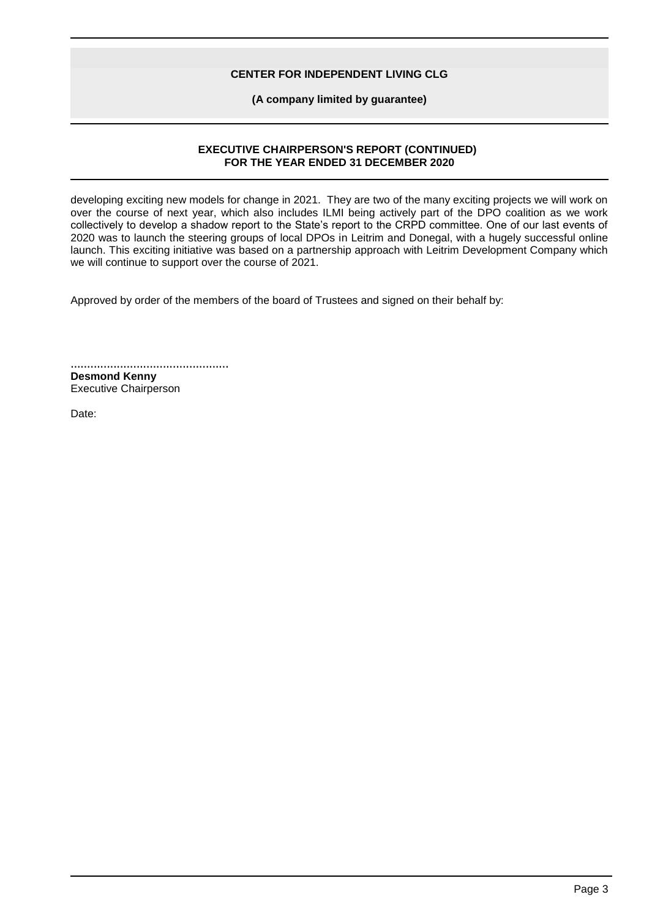# CENTER FOR INDEPENDENT LIVING CLG

**(A company limited by guarantee)**

## EXECUTIVE CHAIRPERSON'S REPORT (CONTINUED)
## FOR THE YEAR ENDED 31 DECEMBER 2020

developing exciting new models for change in 2021. They are two of the many exciting projects we will work on over the course of next year, which also includes ILMI being actively part of the DPO coalition as we work collectively to develop a shadow report to the State's report to the CRPD committee. One of our last events of 2020 was to launch the steering groups of local DPOs in Leitrim and Donegal, with a hugely successful online launch. This exciting initiative was based on a partnership approach with Leitrim Development Company which we will continue to support over the course of 2021.

Approved by order of the members of the board of Trustees and signed on their behalf by:

................................................

**Desmond Kenny**
Executive Chairperson

Date: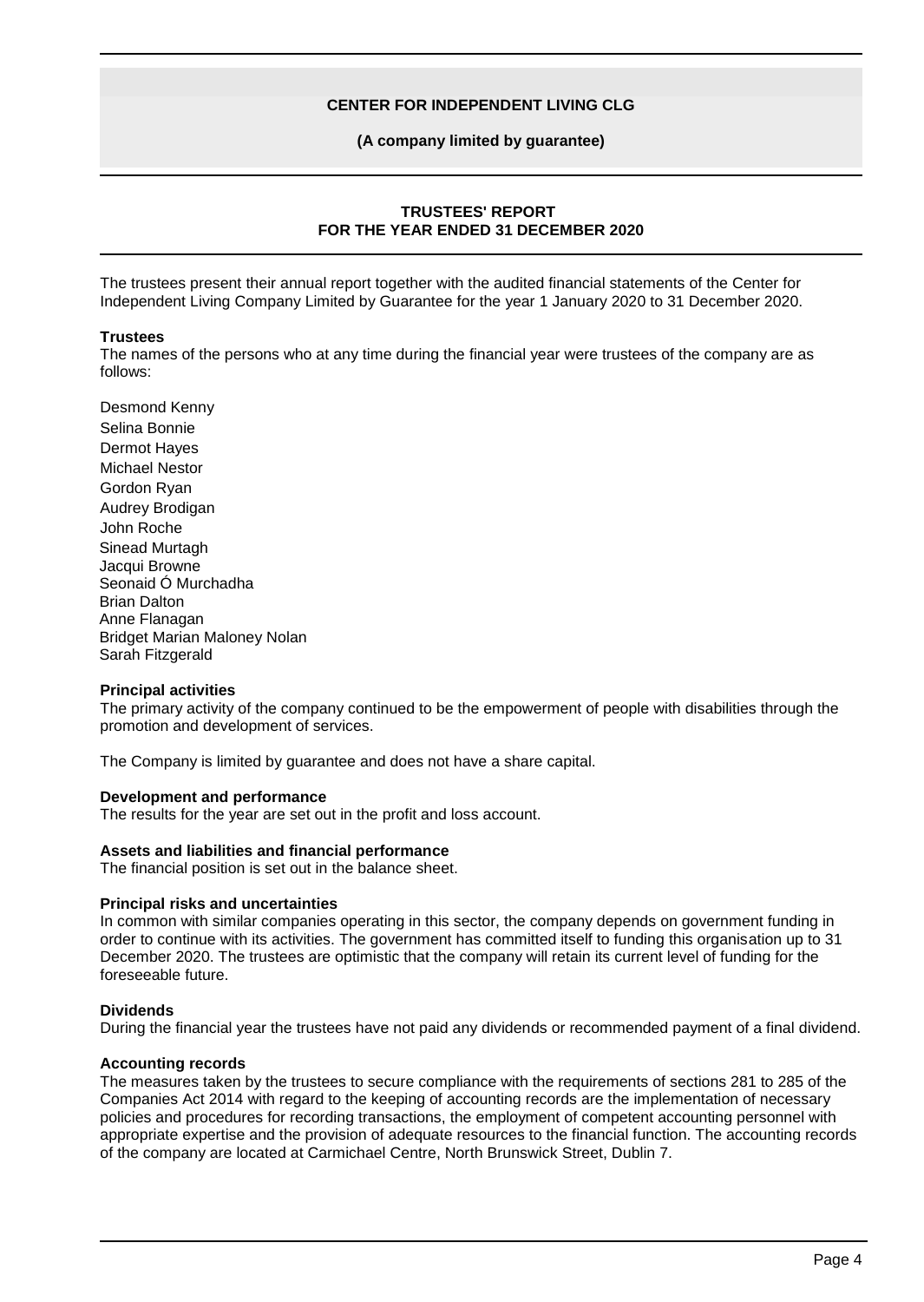# CENTER FOR INDEPENDENT LIVING CLG

**(A company limited by guarantee)**

## TRUSTEES' REPORT
## FOR THE YEAR ENDED 31 DECEMBER 2020

The trustees present their annual report together with the audited financial statements of the Center for Independent Living Company Limited by Guarantee for the year 1 January 2020 to 31 December 2020.

### Trustees

The names of the persons who at any time during the financial year were trustees of the company are as follows:

Desmond Kenny
Selina Bonnie
Dermot Hayes
Michael Nestor
Gordon Ryan
Audrey Brodigan
John Roche
Sinead Murtagh
Jacqui Browne
Seonaid Ó Murchadha
Brian Dalton
Anne Flanagan
Bridget Marian Maloney Nolan
Sarah Fitzgerald

### Principal activities

The primary activity of the company continued to be the empowerment of people with disabilities through the promotion and development of services.

The Company is limited by guarantee and does not have a share capital.

### Development and performance

The results for the year are set out in the profit and loss account.

### Assets and liabilities and financial performance

The financial position is set out in the balance sheet.

### Principal risks and uncertainties

In common with similar companies operating in this sector, the company depends on government funding in order to continue with its activities. The government has committed itself to funding this organisation up to 31 December 2020. The trustees are optimistic that the company will retain its current level of funding for the foreseeable future.

### Dividends

During the financial year the trustees have not paid any dividends or recommended payment of a final dividend.

### Accounting records

The measures taken by the trustees to secure compliance with the requirements of sections 281 to 285 of the Companies Act 2014 with regard to the keeping of accounting records are the implementation of necessary policies and procedures for recording transactions, the employment of competent accounting personnel with appropriate expertise and the provision of adequate resources to the financial function. The accounting records of the company are located at Carmichael Centre, North Brunswick Street, Dublin 7.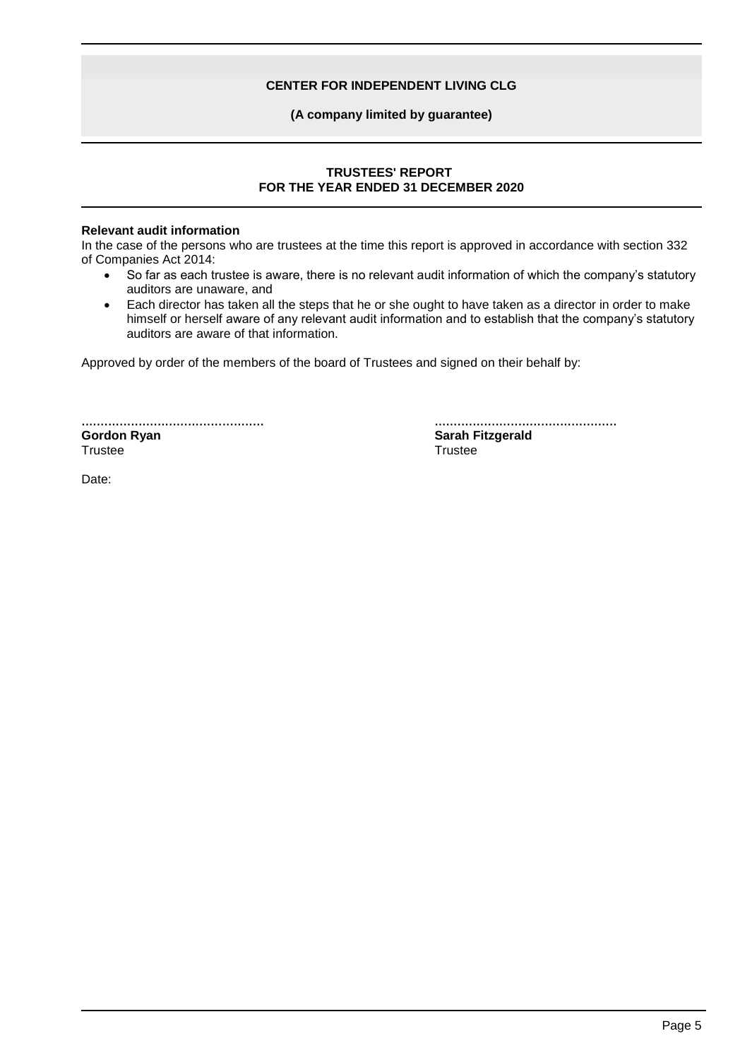# CENTER FOR INDEPENDENT LIVING CLG

**(A company limited by guarantee)**

## TRUSTEES' REPORT
## FOR THE YEAR ENDED 31 DECEMBER 2020

**Relevant audit information**

In the case of the persons who are trustees at the time this report is approved in accordance with section 332 of Companies Act 2014:

- So far as each trustee is aware, there is no relevant audit information of which the company's statutory auditors are unaware, and
- Each director has taken all the steps that he or she ought to have taken as a director in order to make himself or herself aware of any relevant audit information and to establish that the company's statutory auditors are aware of that information.

Approved by order of the members of the board of Trustees and signed on their behalf by:

| ................................................ | ................................................ |
|---|---|
| **Gordon Ryan** | **Sarah Fitzgerald** |
| Trustee | Trustee |

Date: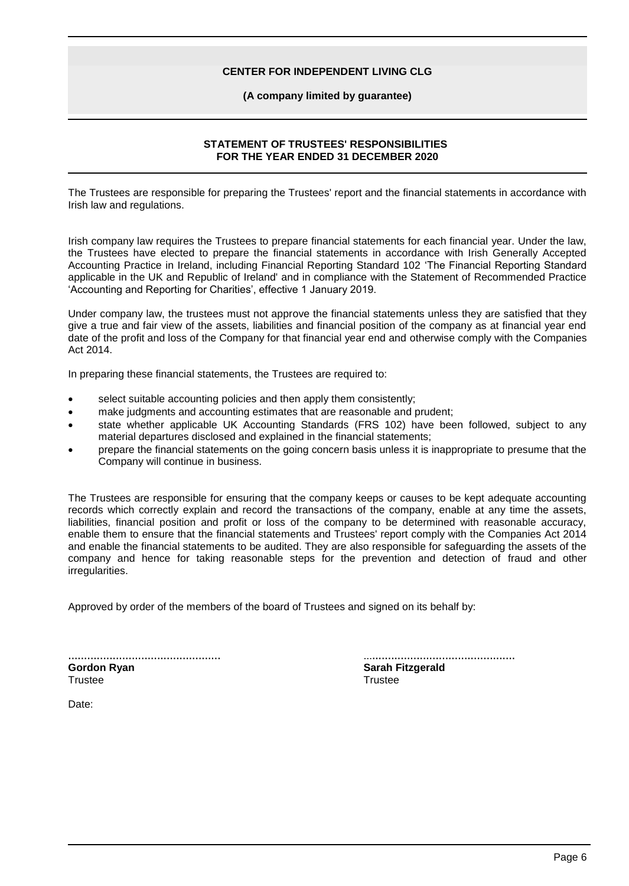**CENTER FOR INDEPENDENT LIVING CLG**

**(A company limited by guarantee)**

## STATEMENT OF TRUSTEES' RESPONSIBILITIES FOR THE YEAR ENDED 31 DECEMBER 2020

The Trustees are responsible for preparing the Trustees' report and the financial statements in accordance with Irish law and regulations.

Irish company law requires the Trustees to prepare financial statements for each financial year. Under the law, the Trustees have elected to prepare the financial statements in accordance with Irish Generally Accepted Accounting Practice in Ireland, including Financial Reporting Standard 102 'The Financial Reporting Standard applicable in the UK and Republic of Ireland' and in compliance with the Statement of Recommended Practice 'Accounting and Reporting for Charities', effective 1 January 2019.

Under company law, the trustees must not approve the financial statements unless they are satisfied that they give a true and fair view of the assets, liabilities and financial position of the company as at financial year end date of the profit and loss of the Company for that financial year end and otherwise comply with the Companies Act 2014.

In preparing these financial statements, the Trustees are required to:

- select suitable accounting policies and then apply them consistently;
- make judgments and accounting estimates that are reasonable and prudent;
- state whether applicable UK Accounting Standards (FRS 102) have been followed, subject to any material departures disclosed and explained in the financial statements;
- prepare the financial statements on the going concern basis unless it is inappropriate to presume that the Company will continue in business.

The Trustees are responsible for ensuring that the company keeps or causes to be kept adequate accounting records which correctly explain and record the transactions of the company, enable at any time the assets, liabilities, financial position and profit or loss of the company to be determined with reasonable accuracy, enable them to ensure that the financial statements and Trustees' report comply with the Companies Act 2014 and enable the financial statements to be audited. They are also responsible for safeguarding the assets of the company and hence for taking reasonable steps for the prevention and detection of fraud and other irregularities.

Approved by order of the members of the board of Trustees and signed on its behalf by:

................................................
**Gordon Ryan**
Trustee

................................................
**Sarah Fitzgerald**
Trustee

Date: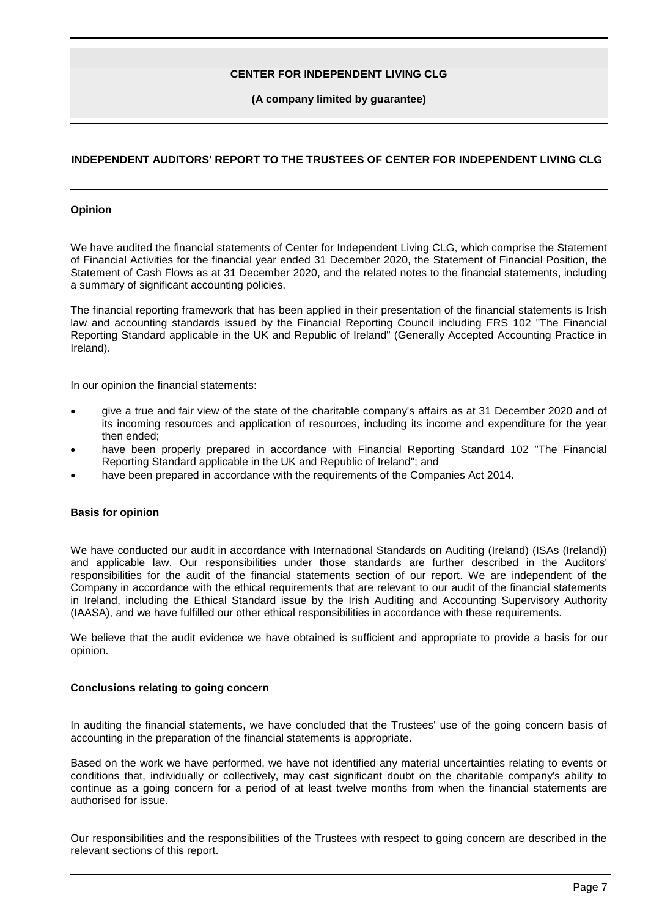**CENTER FOR INDEPENDENT LIVING CLG**

**(A company limited by guarantee)**

## INDEPENDENT AUDITORS' REPORT TO THE TRUSTEES OF CENTER FOR INDEPENDENT LIVING CLG

### Opinion

We have audited the financial statements of Center for Independent Living CLG, which comprise the Statement of Financial Activities for the financial year ended 31 December 2020, the Statement of Financial Position, the Statement of Cash Flows as at 31 December 2020, and the related notes to the financial statements, including a summary of significant accounting policies.

The financial reporting framework that has been applied in their presentation of the financial statements is Irish law and accounting standards issued by the Financial Reporting Council including FRS 102 "The Financial Reporting Standard applicable in the UK and Republic of Ireland" (Generally Accepted Accounting Practice in Ireland).

In our opinion the financial statements:

- give a true and fair view of the state of the charitable company's affairs as at 31 December 2020 and of its incoming resources and application of resources, including its income and expenditure for the year then ended;
- have been properly prepared in accordance with Financial Reporting Standard 102 "The Financial Reporting Standard applicable in the UK and Republic of Ireland"; and
- have been prepared in accordance with the requirements of the Companies Act 2014.

### Basis for opinion

We have conducted our audit in accordance with International Standards on Auditing (Ireland) (ISAs (Ireland)) and applicable law. Our responsibilities under those standards are further described in the Auditors' responsibilities for the audit of the financial statements section of our report. We are independent of the Company in accordance with the ethical requirements that are relevant to our audit of the financial statements in Ireland, including the Ethical Standard issue by the Irish Auditing and Accounting Supervisory Authority (IAASA), and we have fulfilled our other ethical responsibilities in accordance with these requirements.

We believe that the audit evidence we have obtained is sufficient and appropriate to provide a basis for our opinion.

### Conclusions relating to going concern

In auditing the financial statements, we have concluded that the Trustees' use of the going concern basis of accounting in the preparation of the financial statements is appropriate.

Based on the work we have performed, we have not identified any material uncertainties relating to events or conditions that, individually or collectively, may cast significant doubt on the charitable company's ability to continue as a going concern for a period of at least twelve months from when the financial statements are authorised for issue.

Our responsibilities and the responsibilities of the Trustees with respect to going concern are described in the relevant sections of this report.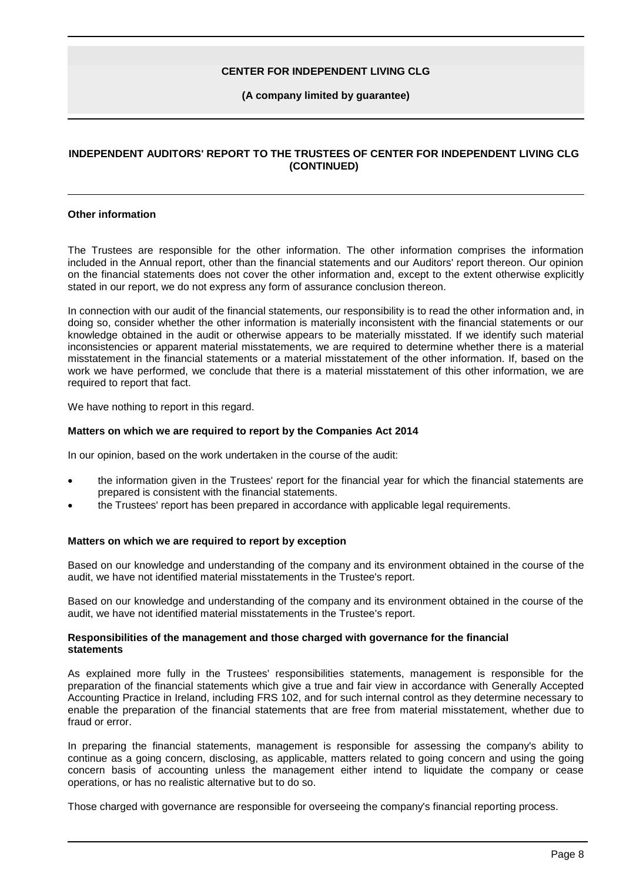**CENTER FOR INDEPENDENT LIVING CLG**

**(A company limited by guarantee)**

## INDEPENDENT AUDITORS' REPORT TO THE TRUSTEES OF CENTER FOR INDEPENDENT LIVING CLG (CONTINUED)

### Other information

The Trustees are responsible for the other information. The other information comprises the information included in the Annual report, other than the financial statements and our Auditors' report thereon. Our opinion on the financial statements does not cover the other information and, except to the extent otherwise explicitly stated in our report, we do not express any form of assurance conclusion thereon.

In connection with our audit of the financial statements, our responsibility is to read the other information and, in doing so, consider whether the other information is materially inconsistent with the financial statements or our knowledge obtained in the audit or otherwise appears to be materially misstated. If we identify such material inconsistencies or apparent material misstatements, we are required to determine whether there is a material misstatement in the financial statements or a material misstatement of the other information. If, based on the work we have performed, we conclude that there is a material misstatement of this other information, we are required to report that fact.

We have nothing to report in this regard.

### Matters on which we are required to report by the Companies Act 2014

In our opinion, based on the work undertaken in the course of the audit:

- the information given in the Trustees' report for the financial year for which the financial statements are prepared is consistent with the financial statements.
- the Trustees' report has been prepared in accordance with applicable legal requirements.

### Matters on which we are required to report by exception

Based on our knowledge and understanding of the company and its environment obtained in the course of the audit, we have not identified material misstatements in the Trustee's report.

Based on our knowledge and understanding of the company and its environment obtained in the course of the audit, we have not identified material misstatements in the Trustee's report.

### Responsibilities of the management and those charged with governance for the financial statements

As explained more fully in the Trustees' responsibilities statements, management is responsible for the preparation of the financial statements which give a true and fair view in accordance with Generally Accepted Accounting Practice in Ireland, including FRS 102, and for such internal control as they determine necessary to enable the preparation of the financial statements that are free from material misstatement, whether due to fraud or error.

In preparing the financial statements, management is responsible for assessing the company's ability to continue as a going concern, disclosing, as applicable, matters related to going concern and using the going concern basis of accounting unless the management either intend to liquidate the company or cease operations, or has no realistic alternative but to do so.

Those charged with governance are responsible for overseeing the company's financial reporting process.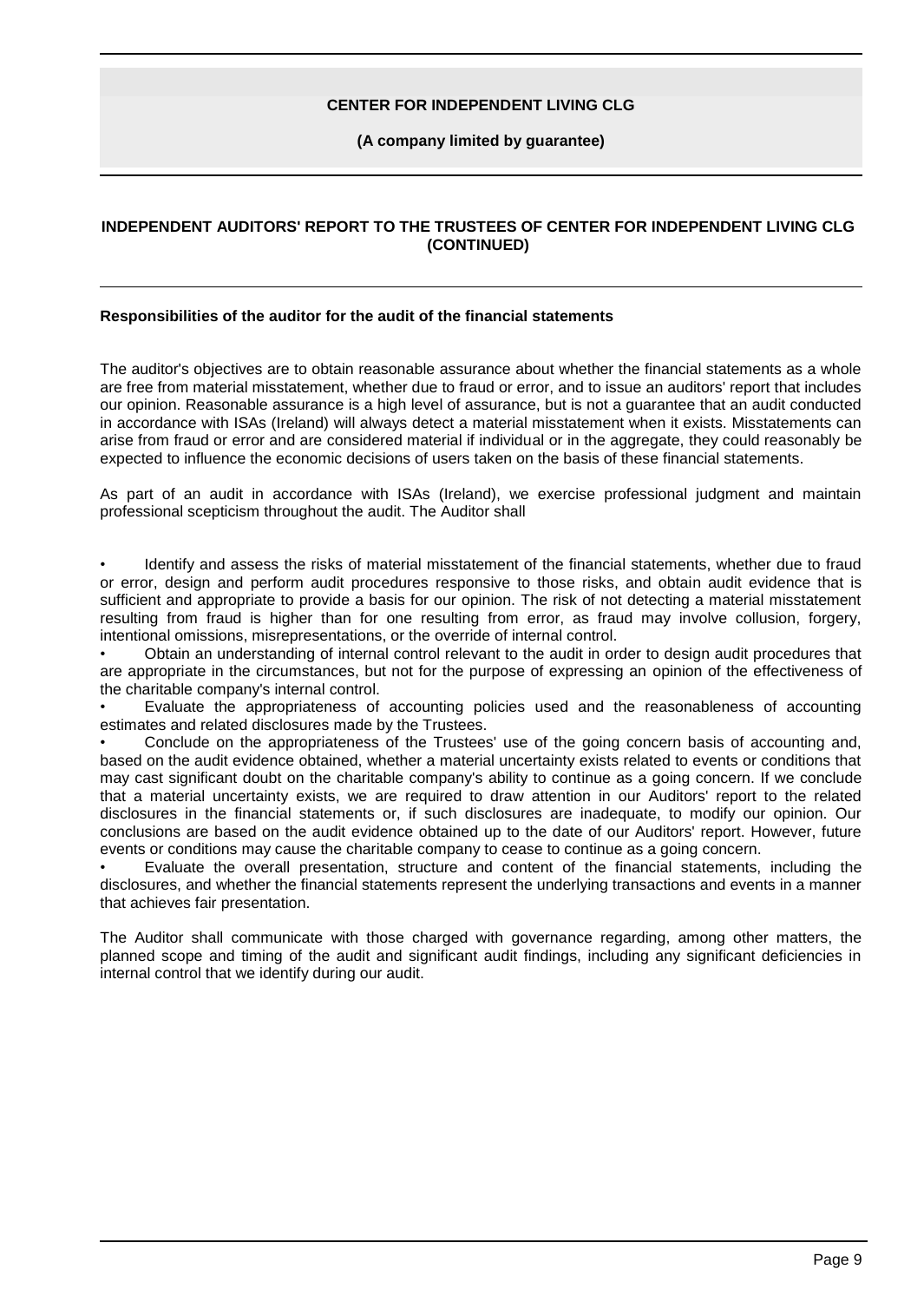**CENTER FOR INDEPENDENT LIVING CLG**

**(A company limited by guarantee)**

## INDEPENDENT AUDITORS' REPORT TO THE TRUSTEES OF CENTER FOR INDEPENDENT LIVING CLG (CONTINUED)

### Responsibilities of the auditor for the audit of the financial statements

The auditor's objectives are to obtain reasonable assurance about whether the financial statements as a whole are free from material misstatement, whether due to fraud or error, and to issue an auditors' report that includes our opinion. Reasonable assurance is a high level of assurance, but is not a guarantee that an audit conducted in accordance with ISAs (Ireland) will always detect a material misstatement when it exists. Misstatements can arise from fraud or error and are considered material if individual or in the aggregate, they could reasonably be expected to influence the economic decisions of users taken on the basis of these financial statements.

As part of an audit in accordance with ISAs (Ireland), we exercise professional judgment and maintain professional scepticism throughout the audit. The Auditor shall

- Identify and assess the risks of material misstatement of the financial statements, whether due to fraud or error, design and perform audit procedures responsive to those risks, and obtain audit evidence that is sufficient and appropriate to provide a basis for our opinion. The risk of not detecting a material misstatement resulting from fraud is higher than for one resulting from error, as fraud may involve collusion, forgery, intentional omissions, misrepresentations, or the override of internal control.
- Obtain an understanding of internal control relevant to the audit in order to design audit procedures that are appropriate in the circumstances, but not for the purpose of expressing an opinion of the effectiveness of the charitable company's internal control.
- Evaluate the appropriateness of accounting policies used and the reasonableness of accounting estimates and related disclosures made by the Trustees.
- Conclude on the appropriateness of the Trustees' use of the going concern basis of accounting and, based on the audit evidence obtained, whether a material uncertainty exists related to events or conditions that may cast significant doubt on the charitable company's ability to continue as a going concern. If we conclude that a material uncertainty exists, we are required to draw attention in our Auditors' report to the related disclosures in the financial statements or, if such disclosures are inadequate, to modify our opinion. Our conclusions are based on the audit evidence obtained up to the date of our Auditors' report. However, future events or conditions may cause the charitable company to cease to continue as a going concern.
- Evaluate the overall presentation, structure and content of the financial statements, including the disclosures, and whether the financial statements represent the underlying transactions and events in a manner that achieves fair presentation.

The Auditor shall communicate with those charged with governance regarding, among other matters, the planned scope and timing of the audit and significant audit findings, including any significant deficiencies in internal control that we identify during our audit.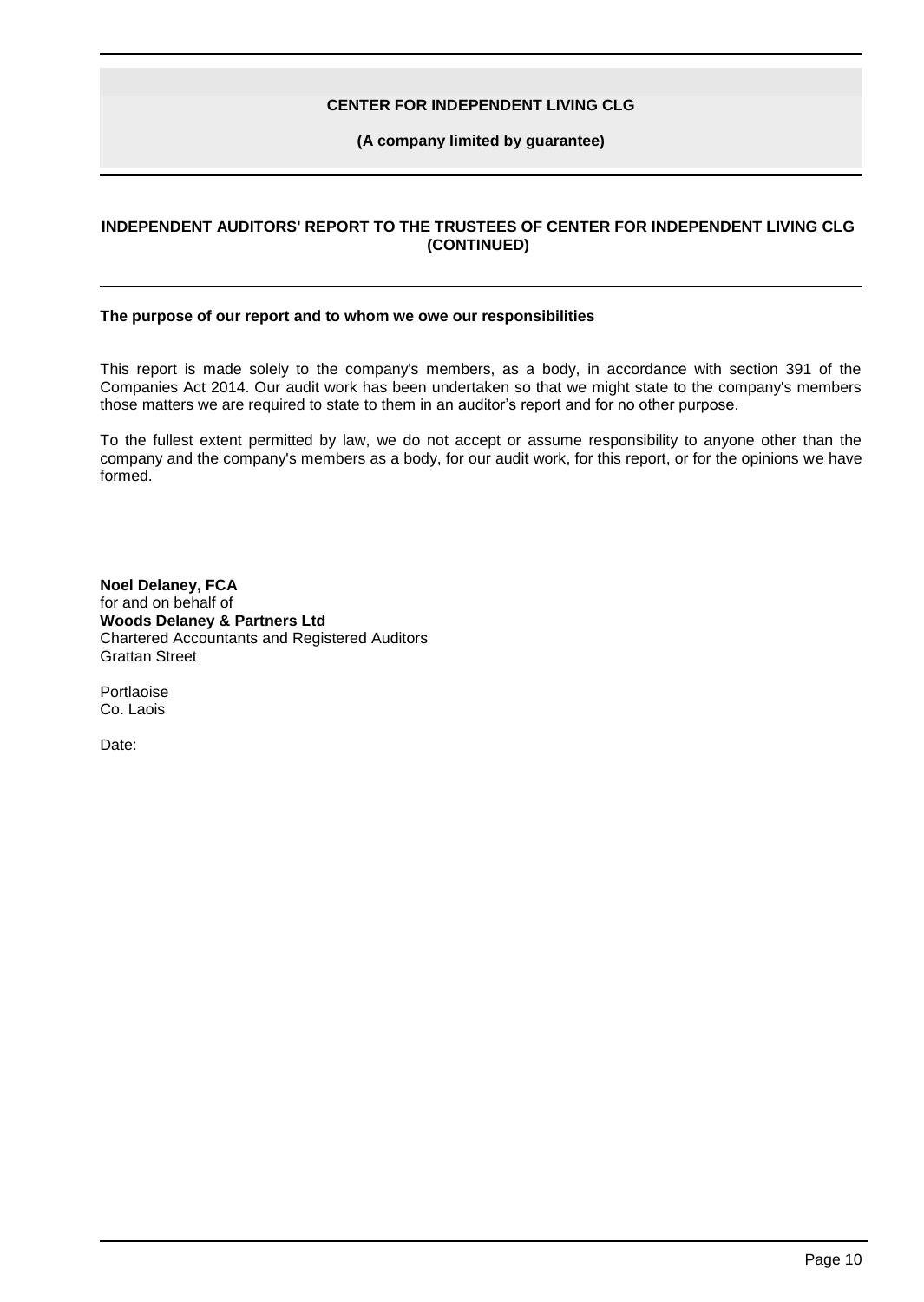## INDEPENDENT AUDITORS' REPORT TO THE TRUSTEES OF CENTER FOR INDEPENDENT LIVING CLG (CONTINUED)

### The purpose of our report and to whom we owe our responsibilities

This report is made solely to the company's members, as a body, in accordance with section 391 of the Companies Act 2014. Our audit work has been undertaken so that we might state to the company's members those matters we are required to state to them in an auditor's report and for no other purpose.

To the fullest extent permitted by law, we do not accept or assume responsibility to anyone other than the company and the company's members as a body, for our audit work, for this report, or for the opinions we have formed.

**Noel Delaney, FCA**
for and on behalf of
**Woods Delaney & Partners Ltd**
Chartered Accountants and Registered Auditors
Grattan Street

Portlaoise
Co. Laois

Date: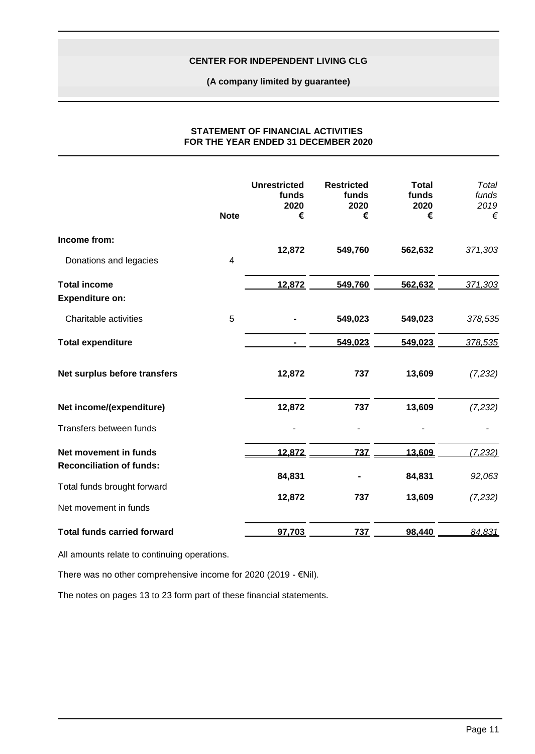**CENTER FOR INDEPENDENT LIVING CLG**

**(A company limited by guarantee)**

## STATEMENT OF FINANCIAL ACTIVITIES
## FOR THE YEAR ENDED 31 DECEMBER 2020

| | Note | Unrestricted funds 2020 € | Restricted funds 2020 € | Total funds 2020 € | *Total funds 2019 €* |
|---|---|---|---|---|---|
| **Income from:** | | | | | |
| Donations and legacies | 4 | **12,872** | **549,760** | **562,632** | *371,303* |
| **Total income** | | **12,872** | **549,760** | **562,632** | *371,303* |
| **Expenditure on:** | | | | | |
| Charitable activities | 5 | **-** | **549,023** | **549,023** | *378,535* |
| **Total expenditure** | | **-** | **549,023** | **549,023** | *378,535* |
| **Net surplus before transfers** | | **12,872** | **737** | **13,609** | *(7,232)* |
| **Net income/(expenditure)** | | **12,872** | **737** | **13,609** | *(7,232)* |
| Transfers between funds | | - | - | - | - |
| **Net movement in funds** | | **12,872** | **737** | **13,609** | *(7,232)* |
| **Reconciliation of funds:** | | | | | |
| Total funds brought forward | | **84,831** | **-** | **84,831** | *92,063* |
| Net movement in funds | | **12,872** | **737** | **13,609** | *(7,232)* |
| **Total funds carried forward** | | **97,703** | **737** | **98,440** | *84,831* |

All amounts relate to continuing operations.

There was no other comprehensive income for 2020 (2019 - €Nil).

The notes on pages 13 to 23 form part of these financial statements.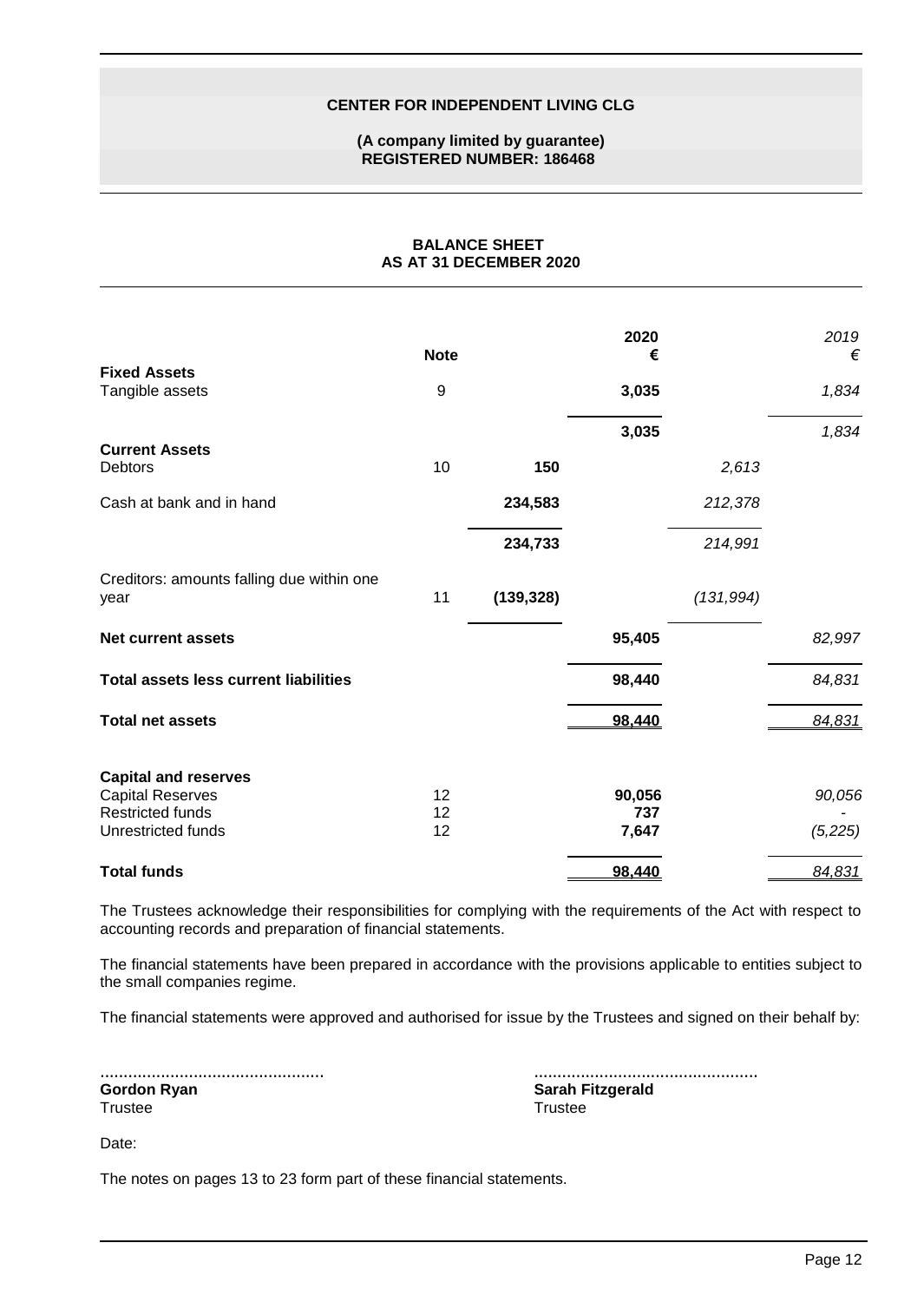# CENTER FOR INDEPENDENT LIVING CLG

**(A company limited by guarantee)**
**REGISTERED NUMBER: 186468**

## BALANCE SHEET
## AS AT 31 DECEMBER 2020

| | Note | | 2020 € | | 2019 € |
|---|---|---|---|---|---|
| **Fixed Assets** | | | | | |
| Tangible assets | 9 | | **3,035** | | *1,834* |
| | | | **3,035** | | *1,834* |
| **Current Assets** | | | | | |
| Debtors | 10 | **150** | | *2,613* | |
| Cash at bank and in hand | | **234,583** | | *212,378* | |
| | | **234,733** | | *214,991* | |
| Creditors: amounts falling due within one year | 11 | **(139,328)** | | *(131,994)* | |
| **Net current assets** | | | **95,405** | | *82,997* |
| **Total assets less current liabilities** | | | **98,440** | | *84,831* |
| **Total net assets** | | | **98,440** | | *84,831* |
| **Capital and reserves** | | | | | |
| Capital Reserves | 12 | | **90,056** | | *90,056* |
| Restricted funds | 12 | | **737** | | *-* |
| Unrestricted funds | 12 | | **7,647** | | *(5,225)* |
| **Total funds** | | | **98,440** | | *84,831* |

The Trustees acknowledge their responsibilities for complying with the requirements of the Act with respect to accounting records and preparation of financial statements.

The financial statements have been prepared in accordance with the provisions applicable to entities subject to the small companies regime.

The financial statements were approved and authorised for issue by the Trustees and signed on their behalf by:

................................................
**Gordon Ryan**
Trustee

................................................
**Sarah Fitzgerald**
Trustee

Date:

The notes on pages 13 to 23 form part of these financial statements.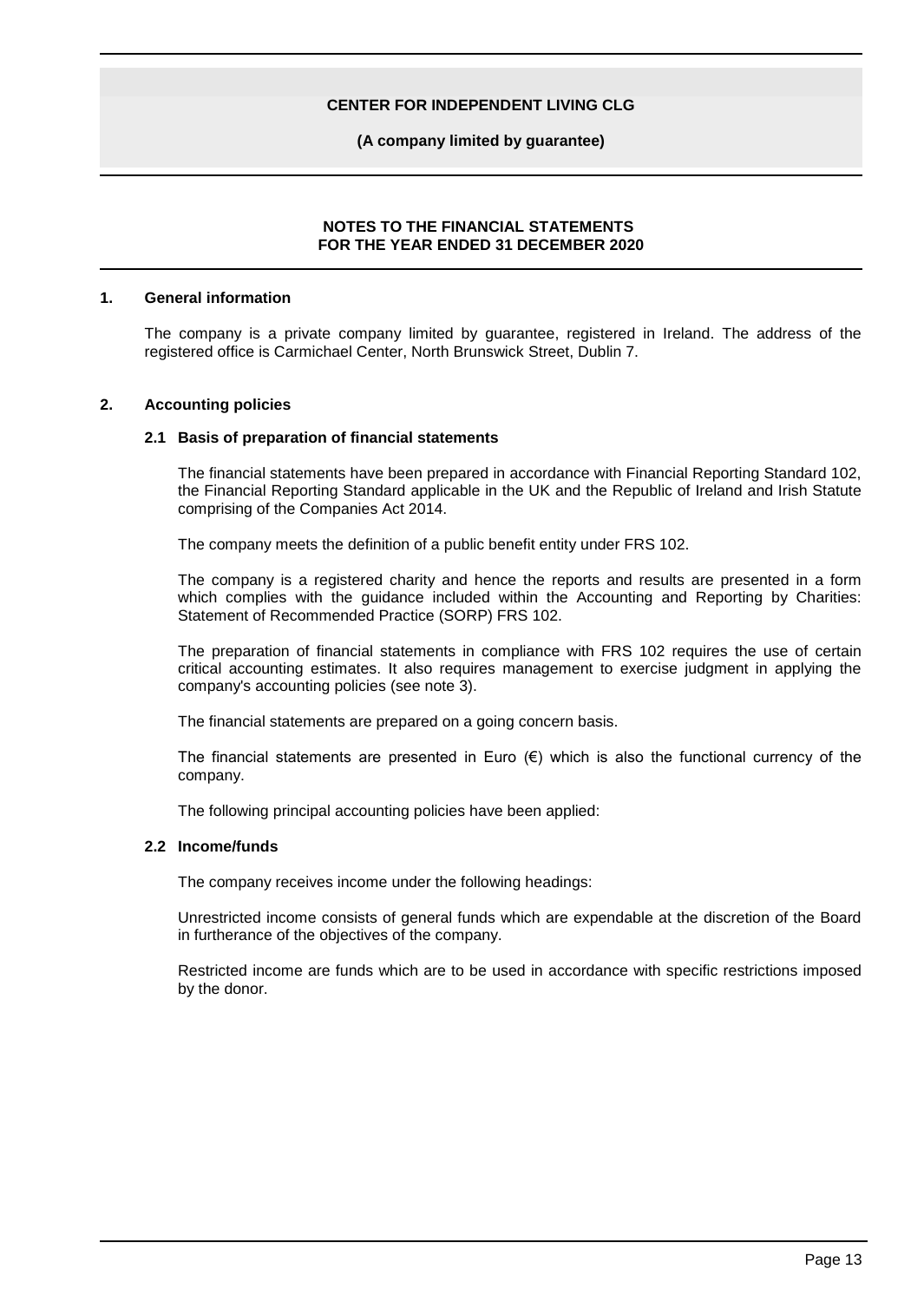# CENTER FOR INDEPENDENT LIVING CLG

**(A company limited by guarantee)**

## NOTES TO THE FINANCIAL STATEMENTS FOR THE YEAR ENDED 31 DECEMBER 2020

### 1. General information

The company is a private company limited by guarantee, registered in Ireland. The address of the registered office is Carmichael Center, North Brunswick Street, Dublin 7.

### 2. Accounting policies

#### 2.1 Basis of preparation of financial statements

The financial statements have been prepared in accordance with Financial Reporting Standard 102, the Financial Reporting Standard applicable in the UK and the Republic of Ireland and Irish Statute comprising of the Companies Act 2014.

The company meets the definition of a public benefit entity under FRS 102.

The company is a registered charity and hence the reports and results are presented in a form which complies with the guidance included within the Accounting and Reporting by Charities: Statement of Recommended Practice (SORP) FRS 102.

The preparation of financial statements in compliance with FRS 102 requires the use of certain critical accounting estimates. It also requires management to exercise judgment in applying the company's accounting policies (see note 3).

The financial statements are prepared on a going concern basis.

The financial statements are presented in Euro (€) which is also the functional currency of the company.

The following principal accounting policies have been applied:

#### 2.2 Income/funds

The company receives income under the following headings:

Unrestricted income consists of general funds which are expendable at the discretion of the Board in furtherance of the objectives of the company.

Restricted income are funds which are to be used in accordance with specific restrictions imposed by the donor.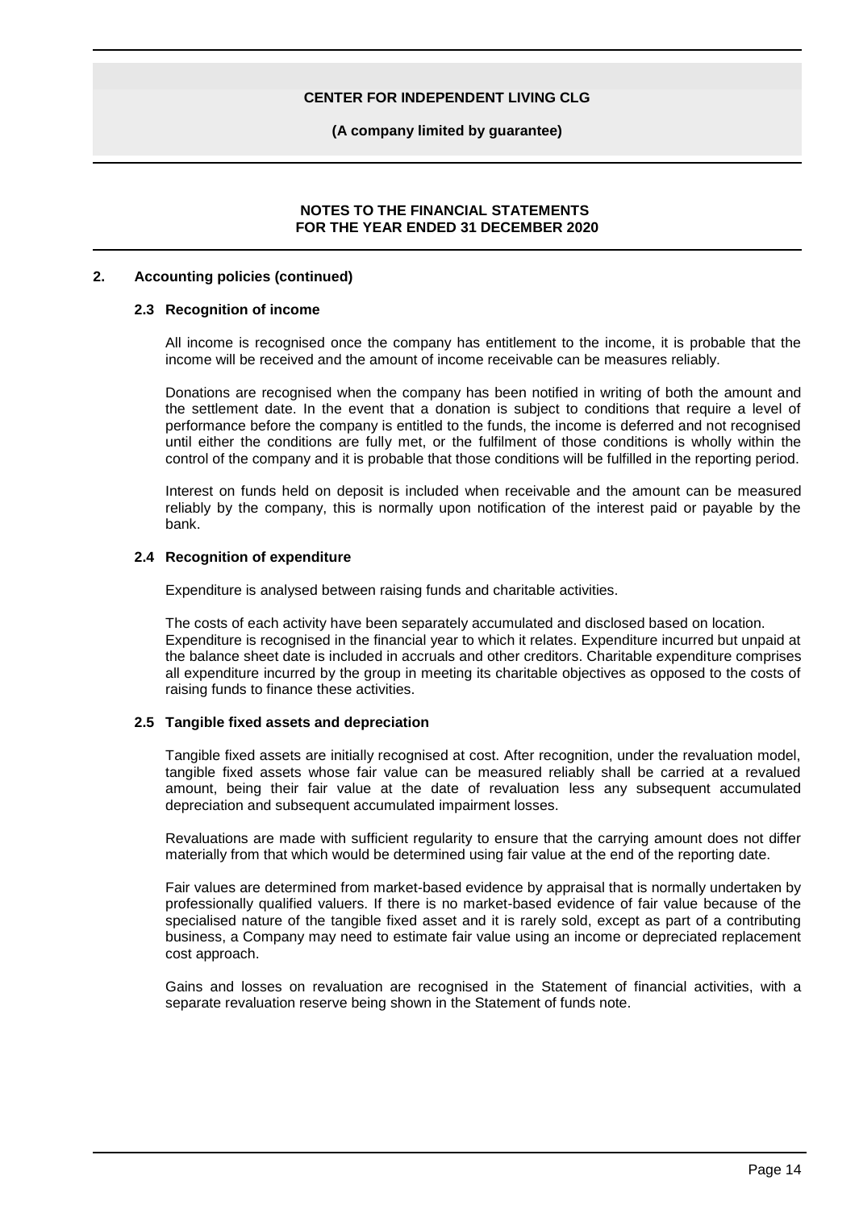## 2. Accounting policies (continued)

### 2.3 Recognition of income

All income is recognised once the company has entitlement to the income, it is probable that the income will be received and the amount of income receivable can be measures reliably.

Donations are recognised when the company has been notified in writing of both the amount and the settlement date. In the event that a donation is subject to conditions that require a level of performance before the company is entitled to the funds, the income is deferred and not recognised until either the conditions are fully met, or the fulfilment of those conditions is wholly within the control of the company and it is probable that those conditions will be fulfilled in the reporting period.

Interest on funds held on deposit is included when receivable and the amount can be measured reliably by the company, this is normally upon notification of the interest paid or payable by the bank.

### 2.4 Recognition of expenditure

Expenditure is analysed between raising funds and charitable activities.

The costs of each activity have been separately accumulated and disclosed based on location. Expenditure is recognised in the financial year to which it relates. Expenditure incurred but unpaid at the balance sheet date is included in accruals and other creditors. Charitable expenditure comprises all expenditure incurred by the group in meeting its charitable objectives as opposed to the costs of raising funds to finance these activities.

### 2.5 Tangible fixed assets and depreciation

Tangible fixed assets are initially recognised at cost. After recognition, under the revaluation model, tangible fixed assets whose fair value can be measured reliably shall be carried at a revalued amount, being their fair value at the date of revaluation less any subsequent accumulated depreciation and subsequent accumulated impairment losses.

Revaluations are made with sufficient regularity to ensure that the carrying amount does not differ materially from that which would be determined using fair value at the end of the reporting date.

Fair values are determined from market-based evidence by appraisal that is normally undertaken by professionally qualified valuers. If there is no market-based evidence of fair value because of the specialised nature of the tangible fixed asset and it is rarely sold, except as part of a contributing business, a Company may need to estimate fair value using an income or depreciated replacement cost approach.

Gains and losses on revaluation are recognised in the Statement of financial activities, with a separate revaluation reserve being shown in the Statement of funds note.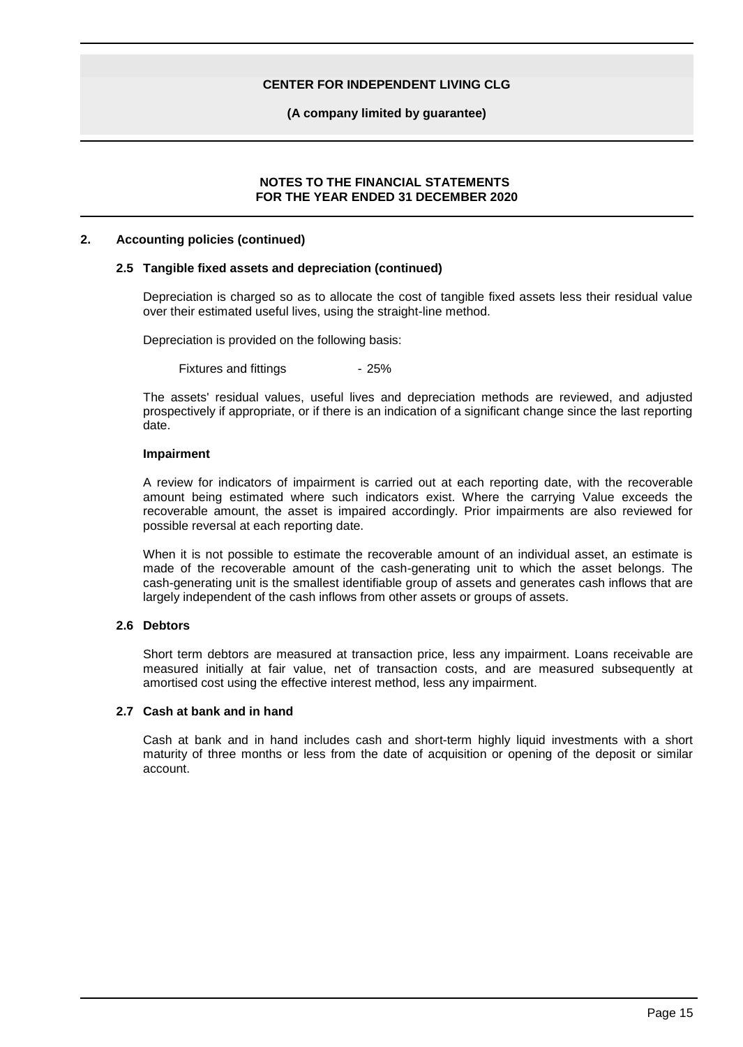## 2. Accounting policies (continued)

### 2.5 Tangible fixed assets and depreciation (continued)

Depreciation is charged so as to allocate the cost of tangible fixed assets less their residual value over their estimated useful lives, using the straight-line method.

Depreciation is provided on the following basis:

Fixtures and fittings - 25%

The assets' residual values, useful lives and depreciation methods are reviewed, and adjusted prospectively if appropriate, or if there is an indication of a significant change since the last reporting date.

**Impairment**

A review for indicators of impairment is carried out at each reporting date, with the recoverable amount being estimated where such indicators exist. Where the carrying Value exceeds the recoverable amount, the asset is impaired accordingly. Prior impairments are also reviewed for possible reversal at each reporting date.

When it is not possible to estimate the recoverable amount of an individual asset, an estimate is made of the recoverable amount of the cash-generating unit to which the asset belongs. The cash-generating unit is the smallest identifiable group of assets and generates cash inflows that are largely independent of the cash inflows from other assets or groups of assets.

### 2.6 Debtors

Short term debtors are measured at transaction price, less any impairment. Loans receivable are measured initially at fair value, net of transaction costs, and are measured subsequently at amortised cost using the effective interest method, less any impairment.

### 2.7 Cash at bank and in hand

Cash at bank and in hand includes cash and short-term highly liquid investments with a short maturity of three months or less from the date of acquisition or opening of the deposit or similar account.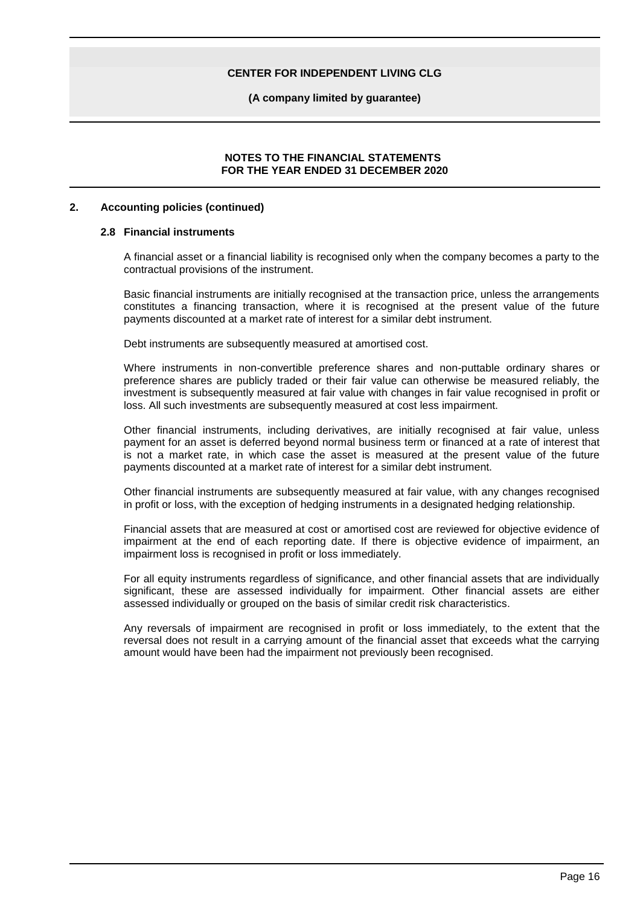## 2. Accounting policies (continued)

### 2.8 Financial instruments

A financial asset or a financial liability is recognised only when the company becomes a party to the contractual provisions of the instrument.

Basic financial instruments are initially recognised at the transaction price, unless the arrangements constitutes a financing transaction, where it is recognised at the present value of the future payments discounted at a market rate of interest for a similar debt instrument.

Debt instruments are subsequently measured at amortised cost.

Where instruments in non-convertible preference shares and non-puttable ordinary shares or preference shares are publicly traded or their fair value can otherwise be measured reliably, the investment is subsequently measured at fair value with changes in fair value recognised in profit or loss. All such investments are subsequently measured at cost less impairment.

Other financial instruments, including derivatives, are initially recognised at fair value, unless payment for an asset is deferred beyond normal business term or financed at a rate of interest that is not a market rate, in which case the asset is measured at the present value of the future payments discounted at a market rate of interest for a similar debt instrument.

Other financial instruments are subsequently measured at fair value, with any changes recognised in profit or loss, with the exception of hedging instruments in a designated hedging relationship.

Financial assets that are measured at cost or amortised cost are reviewed for objective evidence of impairment at the end of each reporting date. If there is objective evidence of impairment, an impairment loss is recognised in profit or loss immediately.

For all equity instruments regardless of significance, and other financial assets that are individually significant, these are assessed individually for impairment. Other financial assets are either assessed individually or grouped on the basis of similar credit risk characteristics.

Any reversals of impairment are recognised in profit or loss immediately, to the extent that the reversal does not result in a carrying amount of the financial asset that exceeds what the carrying amount would have been had the impairment not previously been recognised.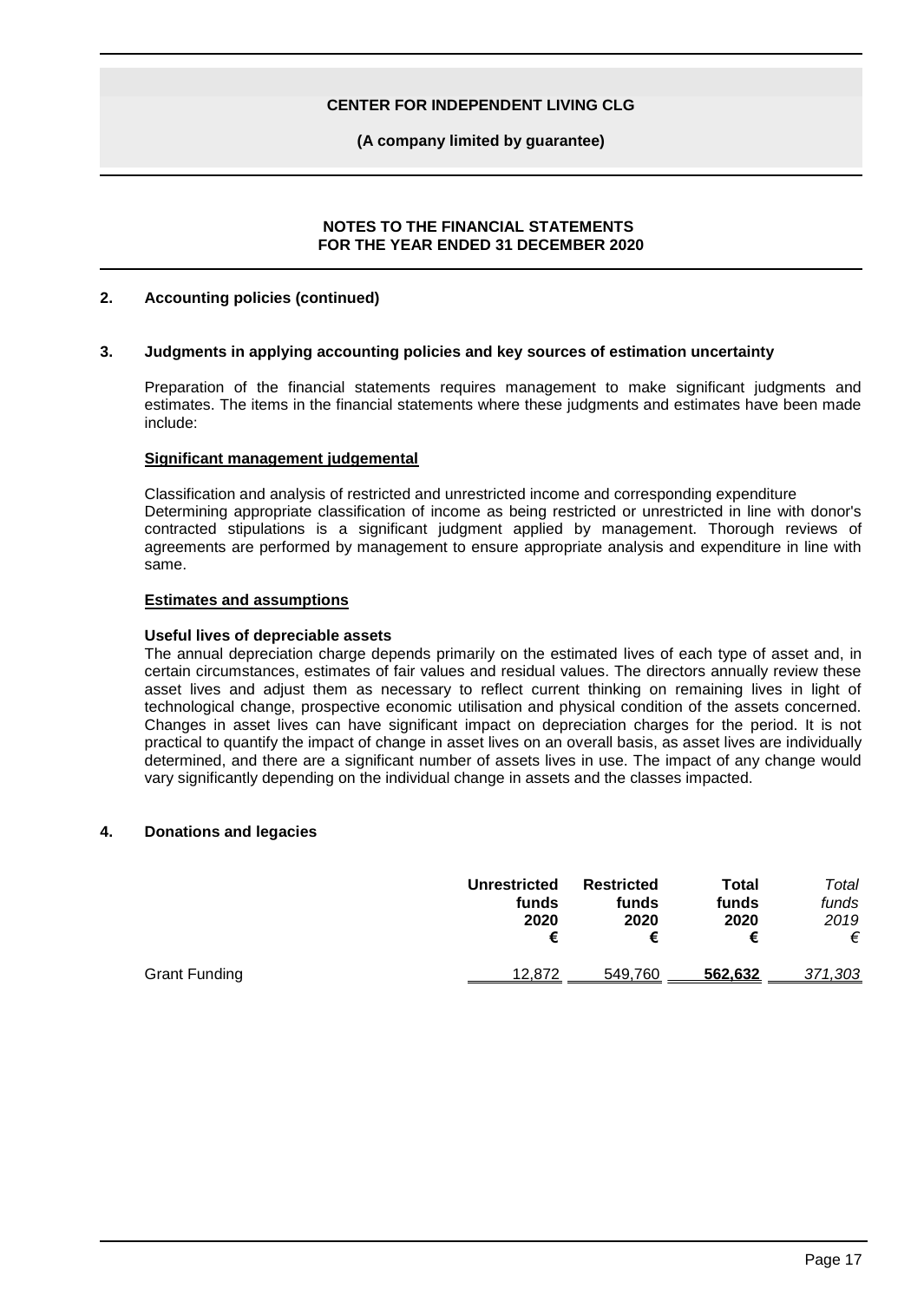## NOTES TO THE FINANCIAL STATEMENTS FOR THE YEAR ENDED 31 DECEMBER 2020

### 2. Accounting policies (continued)

### 3. Judgments in applying accounting policies and key sources of estimation uncertainty

Preparation of the financial statements requires management to make significant judgments and estimates. The items in the financial statements where these judgments and estimates have been made include:

**Significant management judgemental**

Classification and analysis of restricted and unrestricted income and corresponding expenditure
Determining appropriate classification of income as being restricted or unrestricted in line with donor's contracted stipulations is a significant judgment applied by management. Thorough reviews of agreements are performed by management to ensure appropriate analysis and expenditure in line with same.

**Estimates and assumptions**

**Useful lives of depreciable assets**
The annual depreciation charge depends primarily on the estimated lives of each type of asset and, in certain circumstances, estimates of fair values and residual values. The directors annually review these asset lives and adjust them as necessary to reflect current thinking on remaining lives in light of technological change, prospective economic utilisation and physical condition of the assets concerned. Changes in asset lives can have significant impact on depreciation charges for the period. It is not practical to quantify the impact of change in asset lives on an overall basis, as asset lives are individually determined, and there are a significant number of assets lives in use. The impact of any change would vary significantly depending on the individual change in assets and the classes impacted.

### 4. Donations and legacies

| | Unrestricted funds 2020 € | Restricted funds 2020 € | Total funds 2020 € | *Total funds 2019 €* |
|---|---|---|---|---|
| Grant Funding | 12,872 | 549,760 | **562,632** | *371,303* |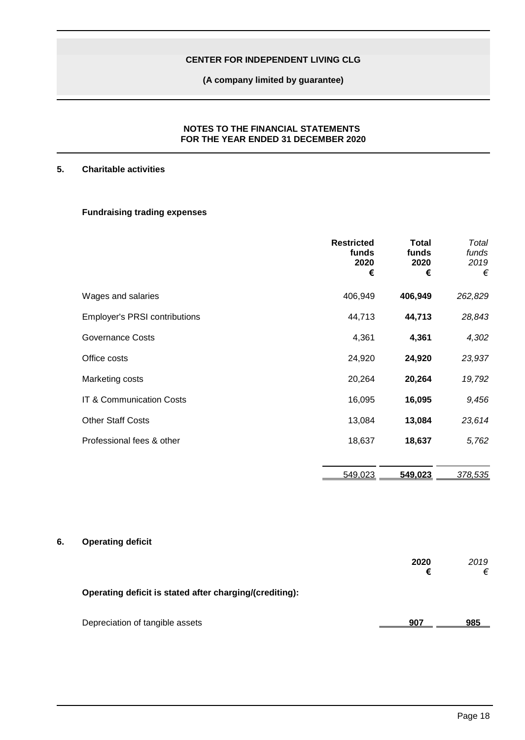**CENTER FOR INDEPENDENT LIVING CLG**

**(A company limited by guarantee)**

**NOTES TO THE FINANCIAL STATEMENTS**
**FOR THE YEAR ENDED 31 DECEMBER 2020**

## 5. Charitable activities

### Fundraising trading expenses

| | **Restricted funds 2020 €** | **Total funds 2020 €** | *Total funds 2019 €* |
|---|---|---|---|
| Wages and salaries | 406,949 | **406,949** | *262,829* |
| Employer's PRSI contributions | 44,713 | **44,713** | *28,843* |
| Governance Costs | 4,361 | **4,361** | *4,302* |
| Office costs | 24,920 | **24,920** | *23,937* |
| Marketing costs | 20,264 | **20,264** | *19,792* |
| IT & Communication Costs | 16,095 | **16,095** | *9,456* |
| Other Staff Costs | 13,084 | **13,084** | *23,614* |
| Professional fees & other | 18,637 | **18,637** | *5,762* |
| | 549,023 | **549,023** | *378,535* |

## 6. Operating deficit

| | **2020 €** | *2019 €* |
|---|---|---|
| **Operating deficit is stated after charging/(crediting):** | | |
| Depreciation of tangible assets | **907** | **985** |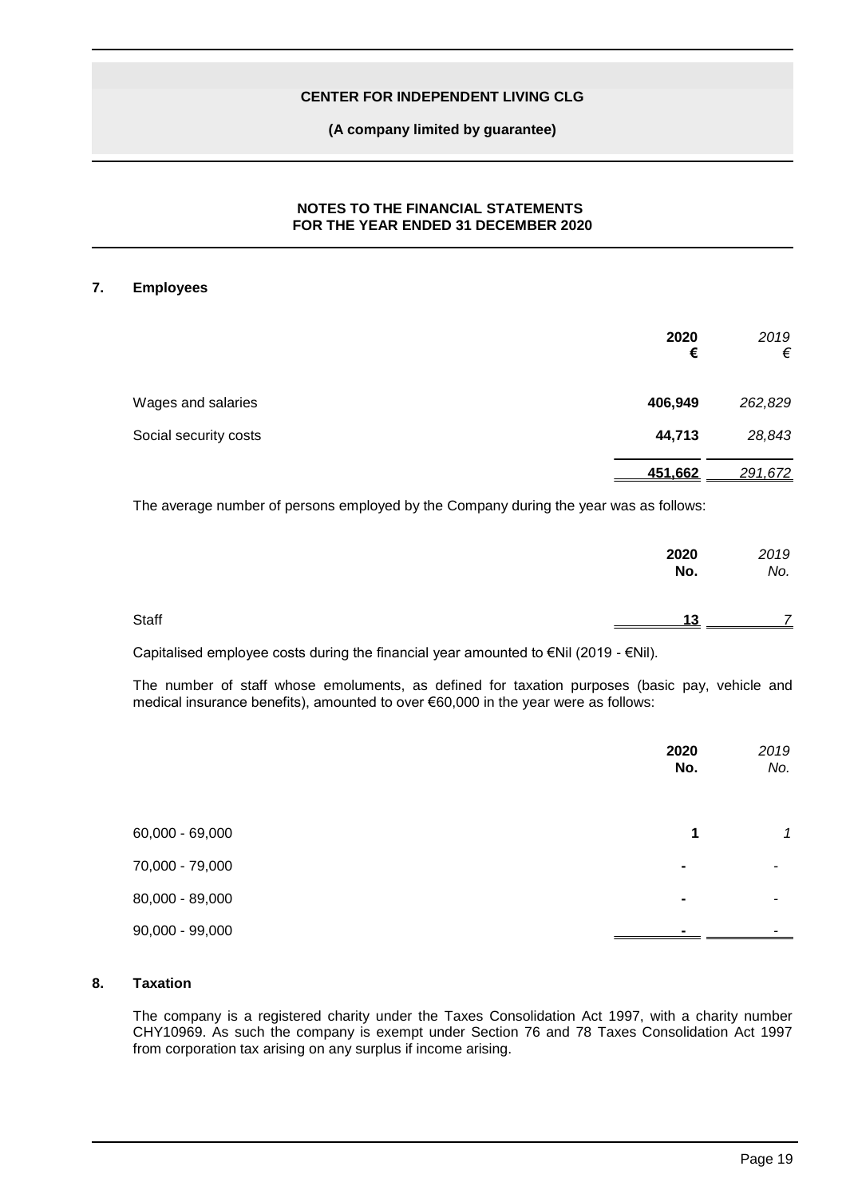## 7. Employees

| | 2020 € | 2019 € |
|---|---|---|
| Wages and salaries | **406,949** | *262,829* |
| Social security costs | **44,713** | *28,843* |
| | **451,662** | *291,672* |

The average number of persons employed by the Company during the year was as follows:

| | 2020 No. | 2019 No. |
|---|---|---|
| Staff | **13** | *7* |

Capitalised employee costs during the financial year amounted to €Nil (2019 - €Nil).

The number of staff whose emoluments, as defined for taxation purposes (basic pay, vehicle and medical insurance benefits), amounted to over €60,000 in the year were as follows:

| | 2020 No. | 2019 No. |
|---|---|---|
| 60,000 - 69,000 | **1** | *1* |
| 70,000 - 79,000 | **-** | *-* |
| 80,000 - 89,000 | **-** | *-* |
| 90,000 - 99,000 | **-** | *-* |

## 8. Taxation

The company is a registered charity under the Taxes Consolidation Act 1997, with a charity number CHY10969. As such the company is exempt under Section 76 and 78 Taxes Consolidation Act 1997 from corporation tax arising on any surplus if income arising.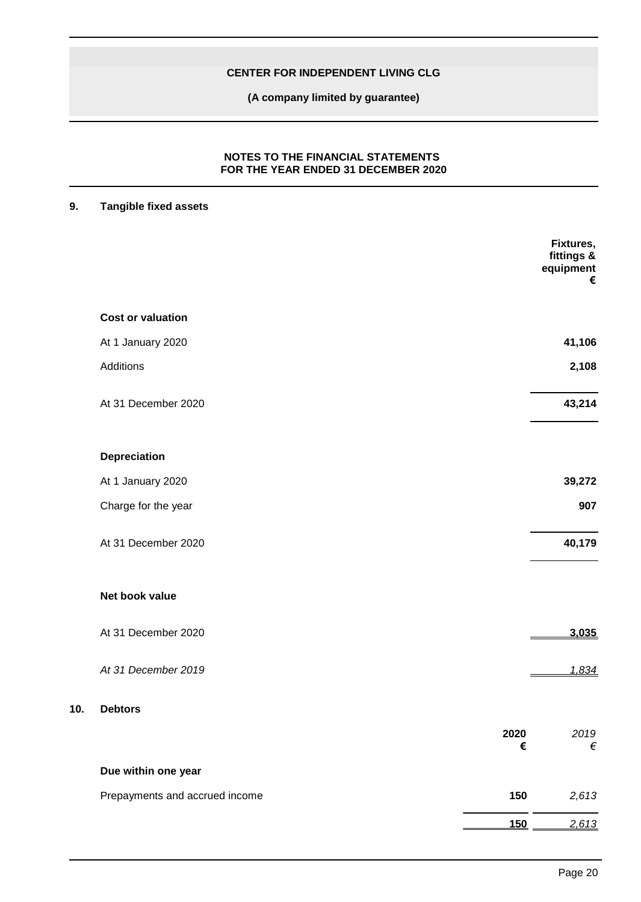## NOTES TO THE FINANCIAL STATEMENTS
## FOR THE YEAR ENDED 31 DECEMBER 2020

### 9. Tangible fixed assets

| | Fixtures, fittings & equipment € |
|---|---|
| **Cost or valuation** | |
| At 1 January 2020 | **41,106** |
| Additions | **2,108** |
| At 31 December 2020 | **43,214** |
| **Depreciation** | |
| At 1 January 2020 | **39,272** |
| Charge for the year | **907** |
| At 31 December 2020 | **40,179** |
| **Net book value** | |
| At 31 December 2020 | **3,035** |
| *At 31 December 2019* | *1,834* |

### 10. Debtors

| | **2020 €** | *2019 €* |
|---|---|---|
| **Due within one year** | | |
| Prepayments and accrued income | **150** | *2,613* |
| | **150** | *2,613* |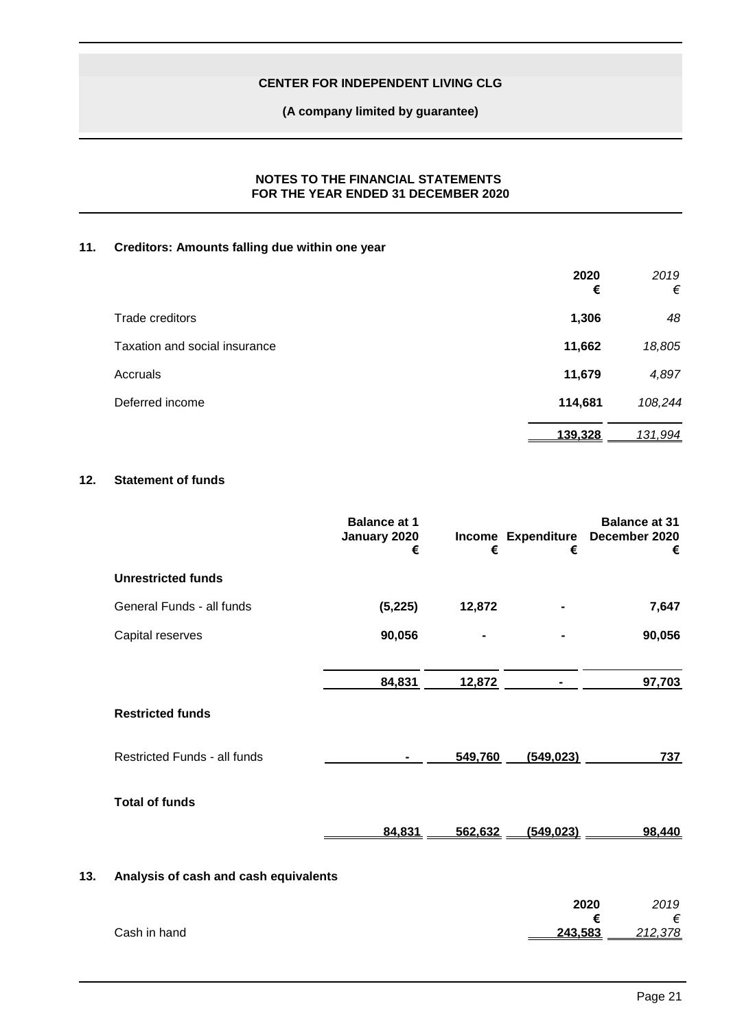# CENTER FOR INDEPENDENT LIVING CLG

**(A company limited by guarantee)**

## NOTES TO THE FINANCIAL STATEMENTS FOR THE YEAR ENDED 31 DECEMBER 2020

### 11. Creditors: Amounts falling due within one year

| | **2020 €** | *2019 €* |
|---|---|---|
| Trade creditors | **1,306** | *48* |
| Taxation and social insurance | **11,662** | *18,805* |
| Accruals | **11,679** | *4,897* |
| Deferred income | **114,681** | *108,244* |
| | **139,328** | *131,994* |

### 12. Statement of funds

| | **Balance at 1 January 2020 €** | **Income €** | **Expenditure €** | **Balance at 31 December 2020 €** |
|---|---|---|---|---|
| **Unrestricted funds** | | | | |
| General Funds - all funds | **(5,225)** | **12,872** | **-** | **7,647** |
| Capital reserves | **90,056** | **-** | **-** | **90,056** |
| | **84,831** | **12,872** | **-** | **97,703** |
| **Restricted funds** | | | | |
| Restricted Funds - all funds | **-** | **549,760** | **(549,023)** | **737** |
| **Total of funds** | **84,831** | **562,632** | **(549,023)** | **98,440** |

### 13. Analysis of cash and cash equivalents

| | **2020 €** | *2019 €* |
|---|---|---|
| Cash in hand | **243,583** | *212,378* |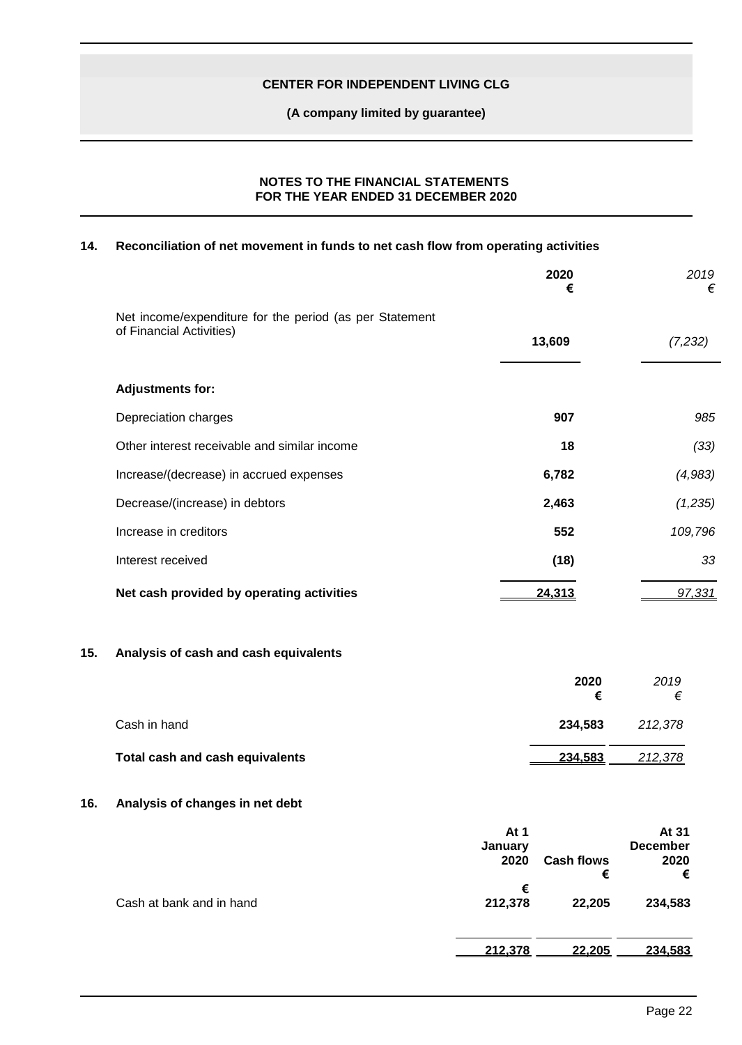**CENTER FOR INDEPENDENT LIVING CLG**

**(A company limited by guarantee)**

**NOTES TO THE FINANCIAL STATEMENTS**
**FOR THE YEAR ENDED 31 DECEMBER 2020**

## 14. Reconciliation of net movement in funds to net cash flow from operating activities

| | 2020 € | *2019 €* |
|---|---|---|
| Net income/expenditure for the period (as per Statement of Financial Activities) | **13,609** | *(7,232)* |
| **Adjustments for:** | | |
| Depreciation charges | **907** | *985* |
| Other interest receivable and similar income | **18** | *(33)* |
| Increase/(decrease) in accrued expenses | **6,782** | *(4,983)* |
| Decrease/(increase) in debtors | **2,463** | *(1,235)* |
| Increase in creditors | **552** | *109,796* |
| Interest received | **(18)** | *33* |
| **Net cash provided by operating activities** | **24,313** | *97,331* |

## 15. Analysis of cash and cash equivalents

| | 2020 € | *2019 €* |
|---|---|---|
| Cash in hand | **234,583** | *212,378* |
| **Total cash and cash equivalents** | **234,583** | *212,378* |

## 16. Analysis of changes in net debt

| | At 1 January 2020 € | Cash flows € | At 31 December 2020 € |
|---|---|---|---|
| Cash at bank and in hand | 212,378 | 22,205 | 234,583 |
| | **212,378** | **22,205** | **234,583** |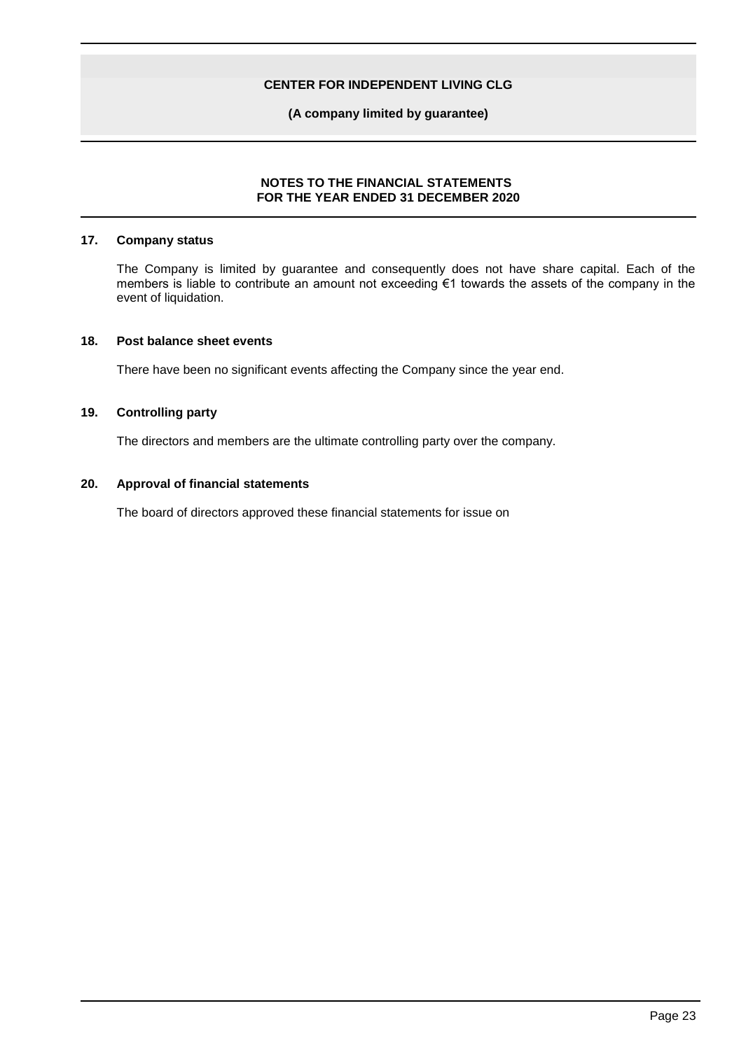## 17. Company status

The Company is limited by guarantee and consequently does not have share capital. Each of the members is liable to contribute an amount not exceeding €1 towards the assets of the company in the event of liquidation.

## 18. Post balance sheet events

There have been no significant events affecting the Company since the year end.

## 19. Controlling party

The directors and members are the ultimate controlling party over the company.

## 20. Approval of financial statements

The board of directors approved these financial statements for issue on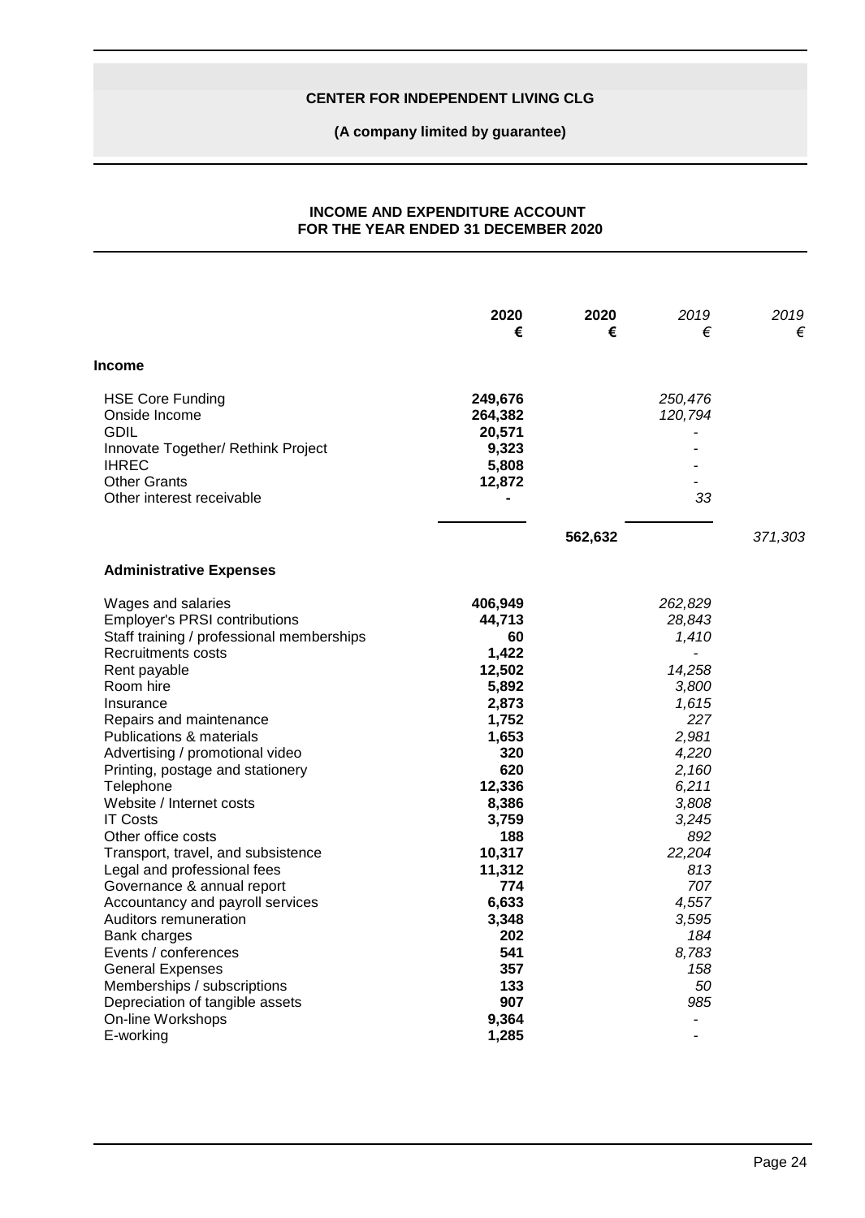**CENTER FOR INDEPENDENT LIVING CLG**

**(A company limited by guarantee)**

## INCOME AND EXPENDITURE ACCOUNT FOR THE YEAR ENDED 31 DECEMBER 2020

| | 2020 € | 2020 € | *2019 €* | *2019 €* |
|---|---|---|---|---|
| **Income** | | | | |
| HSE Core Funding | **249,676** | | *250,476* | |
| Onside Income | **264,382** | | *120,794* | |
| GDIL | **20,571** | | *-* | |
| Innovate Together/ Rethink Project | **9,323** | | *-* | |
| IHREC | **5,808** | | *-* | |
| Other Grants | **12,872** | | *-* | |
| Other interest receivable | **-** | | *33* | |
| | | **562,632** | | *371,303* |
| **Administrative Expenses** | | | | |
| Wages and salaries | **406,949** | | *262,829* | |
| Employer's PRSI contributions | **44,713** | | *28,843* | |
| Staff training / professional memberships | **60** | | *1,410* | |
| Recruitments costs | **1,422** | | *-* | |
| Rent payable | **12,502** | | *14,258* | |
| Room hire | **5,892** | | *3,800* | |
| Insurance | **2,873** | | *1,615* | |
| Repairs and maintenance | **1,752** | | *227* | |
| Publications & materials | **1,653** | | *2,981* | |
| Advertising / promotional video | **320** | | *4,220* | |
| Printing, postage and stationery | **620** | | *2,160* | |
| Telephone | **12,336** | | *6,211* | |
| Website / Internet costs | **8,386** | | *3,808* | |
| IT Costs | **3,759** | | *3,245* | |
| Other office costs | **188** | | *892* | |
| Transport, travel, and subsistence | **10,317** | | *22,204* | |
| Legal and professional fees | **11,312** | | *813* | |
| Governance & annual report | **774** | | *707* | |
| Accountancy and payroll services | **6,633** | | *4,557* | |
| Auditors remuneration | **3,348** | | *3,595* | |
| Bank charges | **202** | | *184* | |
| Events / conferences | **541** | | *8,783* | |
| General Expenses | **357** | | *158* | |
| Memberships / subscriptions | **133** | | *50* | |
| Depreciation of tangible assets | **907** | | *985* | |
| On-line Workshops | **9,364** | | *-* | |
| E-working | **1,285** | | *-* | |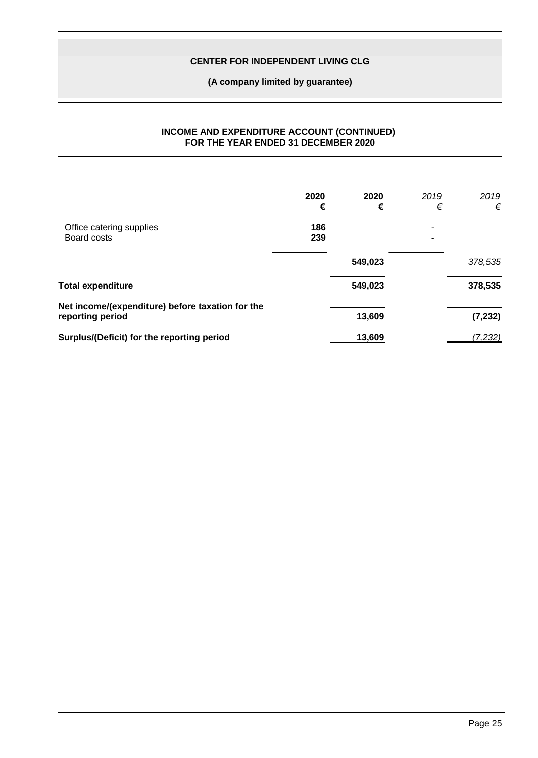**CENTER FOR INDEPENDENT LIVING CLG**

**(A company limited by guarantee)**

## INCOME AND EXPENDITURE ACCOUNT (CONTINUED) FOR THE YEAR ENDED 31 DECEMBER 2020

| | 2020 € | 2020 € | *2019 €* | *2019 €* |
|---|---|---|---|---|
| Office catering supplies | **186** | | - | |
| Board costs | **239** | | - | |
| | | **549,023** | | *378,535* |
| **Total expenditure** | | **549,023** | | **378,535** |
| **Net income/(expenditure) before taxation for the reporting period** | | **13,609** | | **(7,232)** |
| **Surplus/(Deficit) for the reporting period** | | **13,609** | | *(7,232)* |